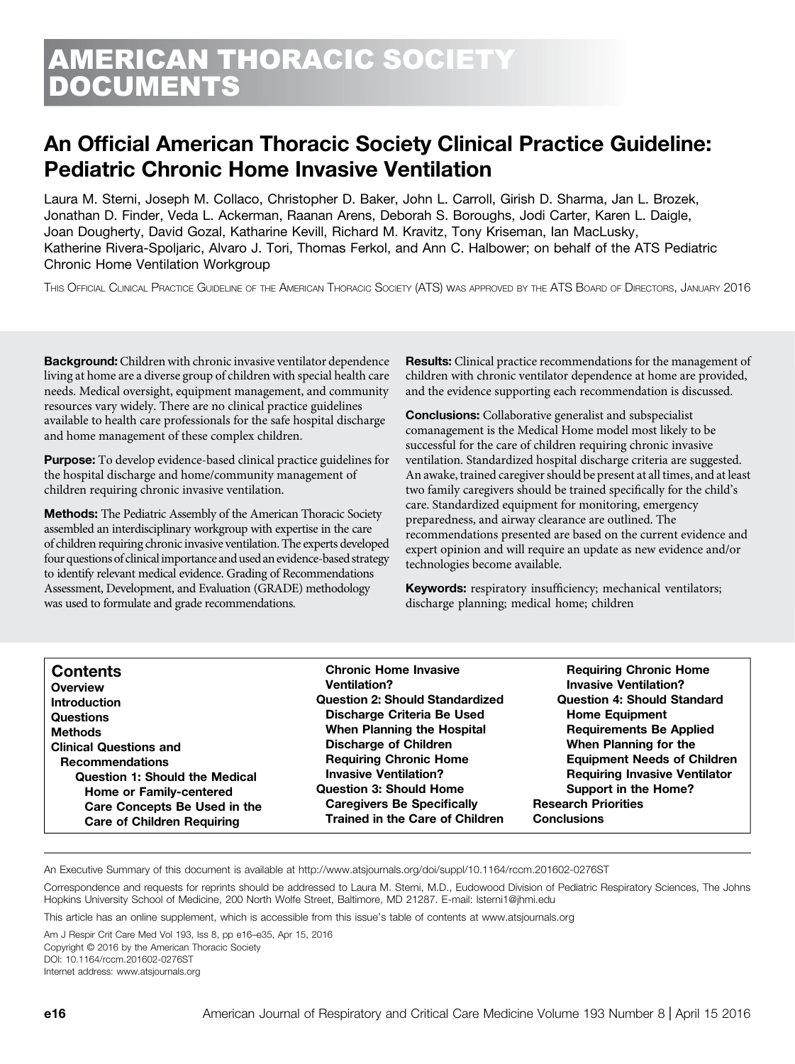# AMERICAN THORACIC SOCIETY DOCUMENTS

## An Official American Thoracic Society Clinical Practice Guideline: Pediatric Chronic Home Invasive Ventilation

Laura M. Sterni, Joseph M. Collaco, Christopher D. Baker, John L. Carroll, Girish D. Sharma, Jan L. Brozek, Jonathan D. Finder, Veda L. Ackerman, Raanan Arens, Deborah S. Boroughs, Jodi Carter, Karen L. Daigle, Joan Dougherty, David Gozal, Katharine Kevill, Richard M. Kravitz, Tony Kriseman, Ian MacLusky, Katherine Rivera-Spoljaric, Alvaro J. Tori, Thomas Ferkol, and Ann C. Halbower; on behalf of the ATS Pediatric Chronic Home Ventilation Workgroup

This Official Clinical Practice Guideline of the American Thoracic Society (ATS) was approved by the ATS Board of Directors, January 2016

**Background:** Children with chronic invasive ventilator dependence living at home are a diverse group of children with special health care needs. Medical oversight, equipment management, and community resources vary widely. There are no clinical practice guidelines available to health care professionals for the safe hospital discharge and home management of these complex children.

**Purpose:** To develop evidence-based clinical practice guidelines for the hospital discharge and home/community management of children requiring chronic invasive ventilation.

**Methods:** The Pediatric Assembly of the American Thoracic Society assembled an interdisciplinary workgroup with expertise in the care of children requiring chronic invasive ventilation. The experts developed four questions of clinical importance and used an evidence-based strategy to identify relevant medical evidence. Grading of Recommendations Assessment, Development, and Evaluation (GRADE) methodology was used to formulate and grade recommendations.

**Results:** Clinical practice recommendations for the management of children with chronic ventilator dependence at home are provided, and the evidence supporting each recommendation is discussed.

**Conclusions:** Collaborative generalist and subspecialist comanagement is the Medical Home model most likely to be successful for the care of children requiring chronic invasive ventilation. Standardized hospital discharge criteria are suggested. An awake, trained caregiver should be present at all times, and at least two family caregivers should be trained specifically for the child's care. Standardized equipment for monitoring, emergency preparedness, and airway clearance are outlined. The recommendations presented are based on the current evidence and expert opinion and will require an update as new evidence and/or technologies become available.

**Keywords:** respiratory insufficiency; mechanical ventilators; discharge planning; medical home; children

**Contents**

- Overview
- Introduction
- Questions
- Methods
- Clinical Questions and Recommendations
  - Question 1: Should the Medical Home or Family-centered Care Concepts Be Used in the Care of Children Requiring Chronic Home Invasive Ventilation?
  - Question 2: Should Standardized Discharge Criteria Be Used When Planning the Hospital Discharge of Children Requiring Chronic Home Invasive Ventilation?
  - Question 3: Should Home Caregivers Be Specifically Trained in the Care of Children Requiring Chronic Home Invasive Ventilation?
  - Question 4: Should Standard Home Equipment Requirements Be Applied When Planning for the Equipment Needs of Children Requiring Invasive Ventilator Support in the Home?
- Research Priorities
- Conclusions

An Executive Summary of this document is available at http://www.atsjournals.org/doi/suppl/10.1164/rccm.201602-0276ST

Correspondence and requests for reprints should be addressed to Laura M. Sterni, M.D., Eudowood Division of Pediatric Respiratory Sciences, The Johns Hopkins University School of Medicine, 200 North Wolfe Street, Baltimore, MD 21287. E-mail: lsterni1@jhmi.edu

This article has an online supplement, which is accessible from this issue's table of contents at www.atsjournals.org

Am J Respir Crit Care Med Vol 193, Iss 8, pp e16–e35, Apr 15, 2016
Copyright © 2016 by the American Thoracic Society
DOI: 10.1164/rccm.201602-0276ST
Internet address: www.atsjournals.org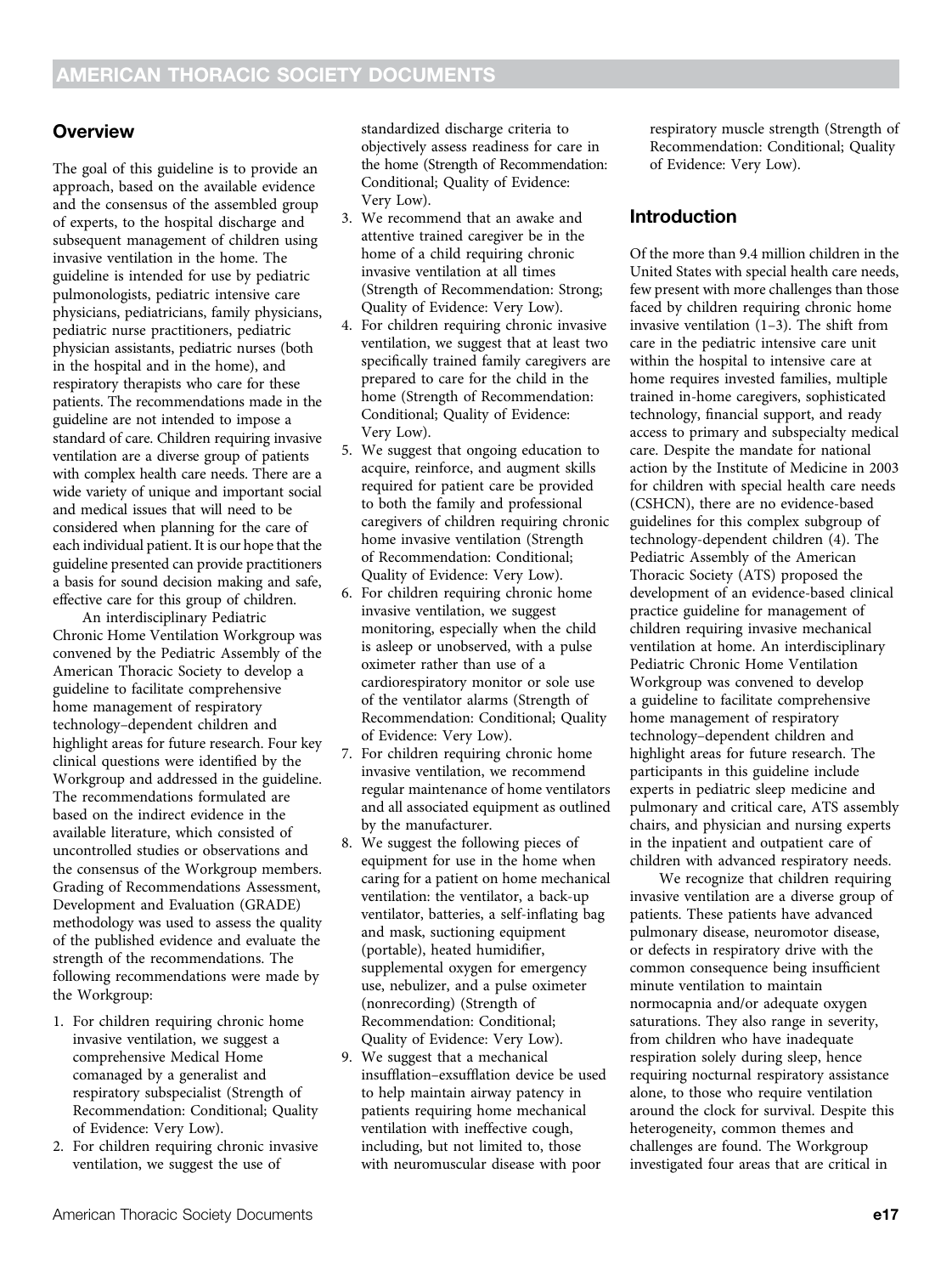## Overview

The goal of this guideline is to provide an approach, based on the available evidence and the consensus of the assembled group of experts, to the hospital discharge and subsequent management of children using invasive ventilation in the home. The guideline is intended for use by pediatric pulmonologists, pediatric intensive care physicians, pediatricians, family physicians, pediatric nurse practitioners, pediatric physician assistants, pediatric nurses (both in the hospital and in the home), and respiratory therapists who care for these patients. The recommendations made in the guideline are not intended to impose a standard of care. Children requiring invasive ventilation are a diverse group of patients with complex health care needs. There are a wide variety of unique and important social and medical issues that will need to be considered when planning for the care of each individual patient. It is our hope that the guideline presented can provide practitioners a basis for sound decision making and safe, effective care for this group of children.

An interdisciplinary Pediatric Chronic Home Ventilation Workgroup was convened by the Pediatric Assembly of the American Thoracic Society to develop a guideline to facilitate comprehensive home management of respiratory technology–dependent children and highlight areas for future research. Four key clinical questions were identified by the Workgroup and addressed in the guideline. The recommendations formulated are based on the indirect evidence in the available literature, which consisted of uncontrolled studies or observations and the consensus of the Workgroup members. Grading of Recommendations Assessment, Development and Evaluation (GRADE) methodology was used to assess the quality of the published evidence and evaluate the strength of the recommendations. The following recommendations were made by the Workgroup:

1. For children requiring chronic home invasive ventilation, we suggest a comprehensive Medical Home comanaged by a generalist and respiratory subspecialist (Strength of Recommendation: Conditional; Quality of Evidence: Very Low).
2. For children requiring chronic invasive ventilation, we suggest the use of standardized discharge criteria to objectively assess readiness for care in the home (Strength of Recommendation: Conditional; Quality of Evidence: Very Low).
3. We recommend that an awake and attentive trained caregiver be in the home of a child requiring chronic invasive ventilation at all times (Strength of Recommendation: Strong; Quality of Evidence: Very Low).
4. For children requiring chronic invasive ventilation, we suggest that at least two specifically trained family caregivers are prepared to care for the child in the home (Strength of Recommendation: Conditional; Quality of Evidence: Very Low).
5. We suggest that ongoing education to acquire, reinforce, and augment skills required for patient care be provided to both the family and professional caregivers of children requiring chronic home invasive ventilation (Strength of Recommendation: Conditional; Quality of Evidence: Very Low).
6. For children requiring chronic home invasive ventilation, we suggest monitoring, especially when the child is asleep or unobserved, with a pulse oximeter rather than use of a cardiorespiratory monitor or sole use of the ventilator alarms (Strength of Recommendation: Conditional; Quality of Evidence: Very Low).
7. For children requiring chronic home invasive ventilation, we recommend regular maintenance of home ventilators and all associated equipment as outlined by the manufacturer.
8. We suggest the following pieces of equipment for use in the home when caring for a patient on home mechanical ventilation: the ventilator, a back-up ventilator, batteries, a self-inflating bag and mask, suctioning equipment (portable), heated humidifier, supplemental oxygen for emergency use, nebulizer, and a pulse oximeter (nonrecording) (Strength of Recommendation: Conditional; Quality of Evidence: Very Low).
9. We suggest that a mechanical insufflation–exsufflation device be used to help maintain airway patency in patients requiring home mechanical ventilation with ineffective cough, including, but not limited to, those with neuromuscular disease with poor respiratory muscle strength (Strength of Recommendation: Conditional; Quality of Evidence: Very Low).

## Introduction

Of the more than 9.4 million children in the United States with special health care needs, few present with more challenges than those faced by children requiring chronic home invasive ventilation (1–3). The shift from care in the pediatric intensive care unit within the hospital to intensive care at home requires invested families, multiple trained in-home caregivers, sophisticated technology, financial support, and ready access to primary and subspecialty medical care. Despite the mandate for national action by the Institute of Medicine in 2003 for children with special health care needs (CSHCN), there are no evidence-based guidelines for this complex subgroup of technology-dependent children (4). The Pediatric Assembly of the American Thoracic Society (ATS) proposed the development of an evidence-based clinical practice guideline for management of children requiring invasive mechanical ventilation at home. An interdisciplinary Pediatric Chronic Home Ventilation Workgroup was convened to develop a guideline to facilitate comprehensive home management of respiratory technology–dependent children and highlight areas for future research. The participants in this guideline include experts in pediatric sleep medicine and pulmonary and critical care, ATS assembly chairs, and physician and nursing experts in the inpatient and outpatient care of children with advanced respiratory needs.

We recognize that children requiring invasive ventilation are a diverse group of patients. These patients have advanced pulmonary disease, neuromotor disease, or defects in respiratory drive with the common consequence being insufficient minute ventilation to maintain normocapnia and/or adequate oxygen saturations. They also range in severity, from children who have inadequate respiration solely during sleep, hence requiring nocturnal respiratory assistance alone, to those who require ventilation around the clock for survival. Despite this heterogeneity, common themes and challenges are found. The Workgroup investigated four areas that are critical in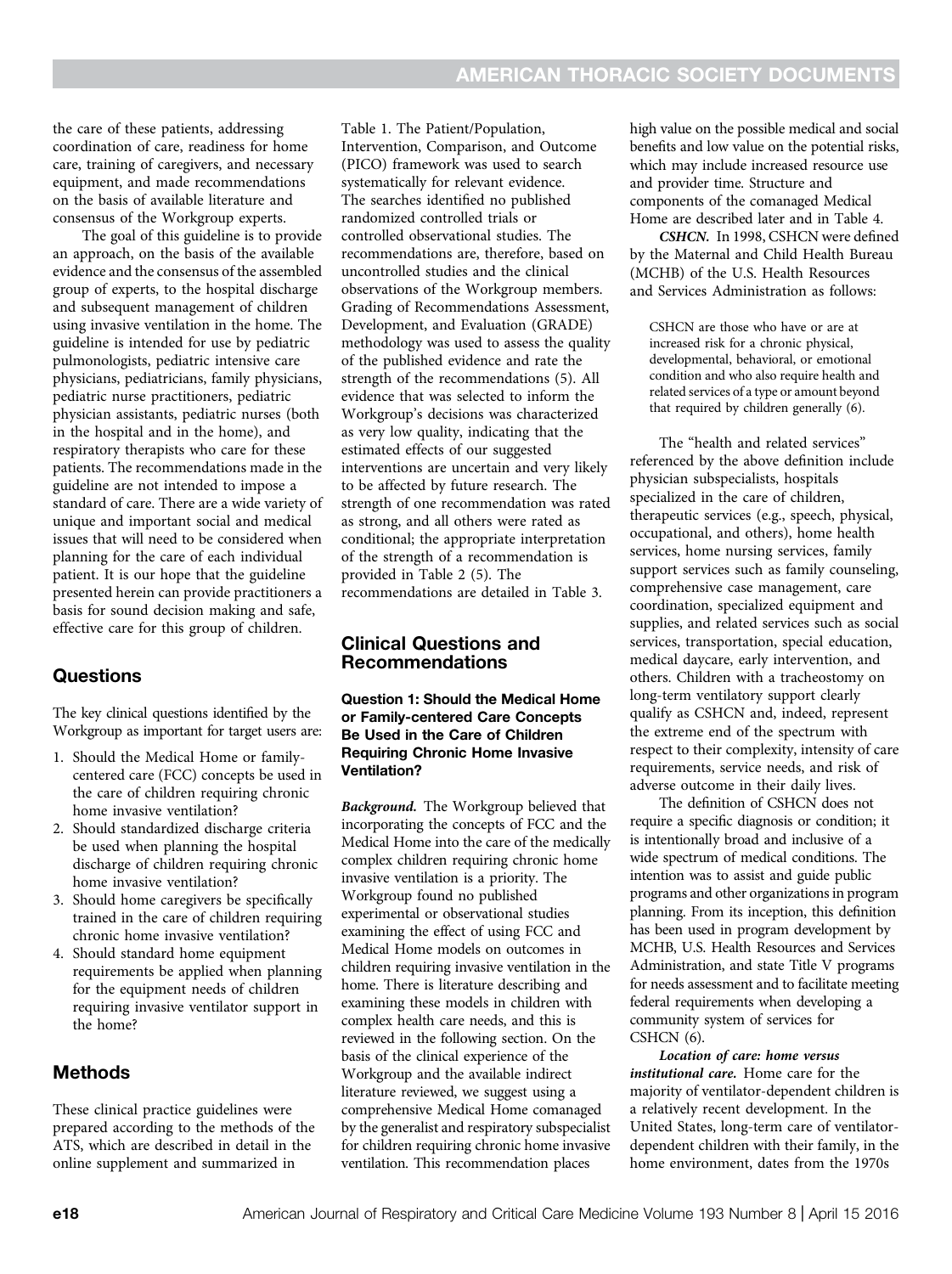the care of these patients, addressing coordination of care, readiness for home care, training of caregivers, and necessary equipment, and made recommendations on the basis of available literature and consensus of the Workgroup experts.

The goal of this guideline is to provide an approach, on the basis of the available evidence and the consensus of the assembled group of experts, to the hospital discharge and subsequent management of children using invasive ventilation in the home. The guideline is intended for use by pediatric pulmonologists, pediatric intensive care physicians, pediatricians, family physicians, pediatric nurse practitioners, pediatric physician assistants, pediatric nurses (both in the hospital and in the home), and respiratory therapists who care for these patients. The recommendations made in the guideline are not intended to impose a standard of care. There are a wide variety of unique and important social and medical issues that will need to be considered when planning for the care of each individual patient. It is our hope that the guideline presented herein can provide practitioners a basis for sound decision making and safe, effective care for this group of children.

## Questions

The key clinical questions identified by the Workgroup as important for target users are:

1. Should the Medical Home or family-centered care (FCC) concepts be used in the care of children requiring chronic home invasive ventilation?
2. Should standardized discharge criteria be used when planning the hospital discharge of children requiring chronic home invasive ventilation?
3. Should home caregivers be specifically trained in the care of children requiring chronic home invasive ventilation?
4. Should standard home equipment requirements be applied when planning for the equipment needs of children requiring invasive ventilator support in the home?

## Methods

These clinical practice guidelines were prepared according to the methods of the ATS, which are described in detail in the online supplement and summarized in Table 1. The Patient/Population, Intervention, Comparison, and Outcome (PICO) framework was used to search systematically for relevant evidence. The searches identified no published randomized controlled trials or controlled observational studies. The recommendations are, therefore, based on uncontrolled studies and the clinical observations of the Workgroup members. Grading of Recommendations Assessment, Development, and Evaluation (GRADE) methodology was used to assess the quality of the published evidence and rate the strength of the recommendations (5). All evidence that was selected to inform the Workgroup's decisions was characterized as very low quality, indicating that the estimated effects of our suggested interventions are uncertain and very likely to be affected by future research. The strength of one recommendation was rated as strong, and all others were rated as conditional; the appropriate interpretation of the strength of a recommendation is provided in Table 2 (5). The recommendations are detailed in Table 3.

## Clinical Questions and Recommendations

### Question 1: Should the Medical Home or Family-centered Care Concepts Be Used in the Care of Children Requiring Chronic Home Invasive Ventilation?

***Background.*** The Workgroup believed that incorporating the concepts of FCC and the Medical Home into the care of the medically complex children requiring chronic home invasive ventilation is a priority. The Workgroup found no published experimental or observational studies examining the effect of using FCC and Medical Home models on outcomes in children requiring invasive ventilation in the home. There is literature describing and examining these models in children with complex health care needs, and this is reviewed in the following section. On the basis of the clinical experience of the Workgroup and the available indirect literature reviewed, we suggest using a comprehensive Medical Home comanaged by the generalist and respiratory subspecialist for children requiring chronic home invasive ventilation. This recommendation places high value on the possible medical and social benefits and low value on the potential risks, which may include increased resource use and provider time. Structure and components of the comanaged Medical Home are described later and in Table 4.

***CSHCN.*** In 1998, CSHCN were defined by the Maternal and Child Health Bureau (MCHB) of the U.S. Health Resources and Services Administration as follows:

> CSHCN are those who have or are at increased risk for a chronic physical, developmental, behavioral, or emotional condition and who also require health and related services of a type or amount beyond that required by children generally (6).

The "health and related services" referenced by the above definition include physician subspecialists, hospitals specialized in the care of children, therapeutic services (e.g., speech, physical, occupational, and others), home health services, home nursing services, family support services such as family counseling, comprehensive case management, care coordination, specialized equipment and supplies, and related services such as social services, transportation, special education, medical daycare, early intervention, and others. Children with a tracheostomy on long-term ventilatory support clearly qualify as CSHCN and, indeed, represent the extreme end of the spectrum with respect to their complexity, intensity of care requirements, service needs, and risk of adverse outcome in their daily lives.

The definition of CSHCN does not require a specific diagnosis or condition; it is intentionally broad and inclusive of a wide spectrum of medical conditions. The intention was to assist and guide public programs and other organizations in program planning. From its inception, this definition has been used in program development by MCHB, U.S. Health Resources and Services Administration, and state Title V programs for needs assessment and to facilitate meeting federal requirements when developing a community system of services for CSHCN (6).

***Location of care: home versus institutional care.*** Home care for the majority of ventilator-dependent children is a relatively recent development. In the United States, long-term care of ventilator-dependent children with their family, in the home environment, dates from the 1970s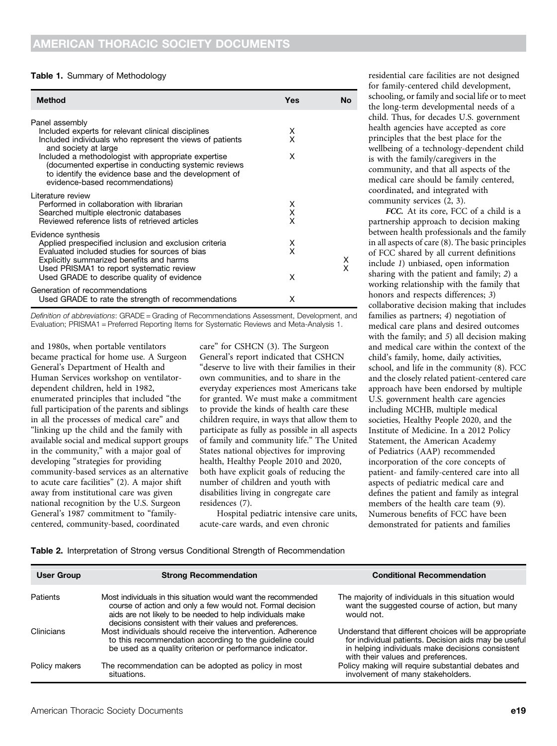**Table 1.** Summary of Methodology

| Method | Yes | No |
|---|---|---|
| Panel assembly | | |
| Included experts for relevant clinical disciplines | X | |
| Included individuals who represent the views of patients and society at large | X | |
| Included a methodologist with appropriate expertise (documented expertise in conducting systemic reviews to identify the evidence base and the development of evidence-based recommendations) | X | |
| Literature review | | |
| Performed in collaboration with librarian | X | |
| Searched multiple electronic databases | X | |
| Reviewed reference lists of retrieved articles | X | |
| Evidence synthesis | | |
| Applied prespecified inclusion and exclusion criteria | X | |
| Evaluated included studies for sources of bias | X | |
| Explicitly summarized benefits and harms | | X |
| Used PRISMA1 to report systematic review | | X |
| Used GRADE to describe quality of evidence | X | |
| Generation of recommendations | | |
| Used GRADE to rate the strength of recommendations | X | |

*Definition of abbreviations*: GRADE = Grading of Recommendations Assessment, Development, and Evaluation; PRISMA1 = Preferred Reporting Items for Systematic Reviews and Meta-Analysis 1.

and 1980s, when portable ventilators became practical for home use. A Surgeon General's Department of Health and Human Services workshop on ventilator-dependent children, held in 1982, enumerated principles that included "the full participation of the parents and siblings in all the processes of medical care" and "linking up the child and the family with available social and medical support groups in the community," with a major goal of developing "strategies for providing community-based services as an alternative to acute care facilities" (2). A major shift away from institutional care was given national recognition by the U.S. Surgeon General's 1987 commitment to "family-centered, community-based, coordinated care" for CSHCN (3). The Surgeon General's report indicated that CSHCN "deserve to live with their families in their own communities, and to share in the everyday experiences most Americans take for granted. We must make a commitment to provide the kinds of health care these children require, in ways that allow them to participate as fully as possible in all aspects of family and community life." The United States national objectives for improving health, Healthy People 2010 and 2020, both have explicit goals of reducing the number of children and youth with disabilities living in congregate care residences (7).

Hospital pediatric intensive care units, acute-care wards, and even chronic residential care facilities are not designed for family-centered child development, schooling, or family and social life or to meet the long-term developmental needs of a child. Thus, for decades U.S. government health agencies have accepted as core principles that the best place for the wellbeing of a technology-dependent child is with the family/caregivers in the community, and that all aspects of the medical care should be family centered, coordinated, and integrated with community services (2, 3).

***FCC.*** At its core, FCC of a child is a partnership approach to decision making between health professionals and the family in all aspects of care (8). The basic principles of FCC shared by all current definitions include *1*) unbiased, open information sharing with the patient and family; *2*) a working relationship with the family that honors and respects differences; *3*) collaborative decision making that includes families as partners; *4*) negotiation of medical care plans and desired outcomes with the family; and *5*) all decision making and medical care within the context of the child's family, home, daily activities, school, and life in the community (8). FCC and the closely related patient-centered care approach have been endorsed by multiple U.S. government health care agencies including MCHB, multiple medical societies, Healthy People 2020, and the Institute of Medicine. In a 2012 Policy Statement, the American Academy of Pediatrics (AAP) recommended incorporation of the core concepts of patient- and family-centered care into all aspects of pediatric medical care and defines the patient and family as integral members of the health care team (9). Numerous benefits of FCC have been demonstrated for patients and families

**Table 2.** Interpretation of Strong versus Conditional Strength of Recommendation

| User Group | Strong Recommendation | Conditional Recommendation |
|---|---|---|
| Patients | Most individuals in this situation would want the recommended course of action and only a few would not. Formal decision aids are not likely to be needed to help individuals make decisions consistent with their values and preferences. | The majority of individuals in this situation would want the suggested course of action, but many would not. |
| Clinicians | Most individuals should receive the intervention. Adherence to this recommendation according to the guideline could be used as a quality criterion or performance indicator. | Understand that different choices will be appropriate for individual patients. Decision aids may be useful in helping individuals make decisions consistent with their values and preferences. |
| Policy makers | The recommendation can be adopted as policy in most situations. | Policy making will require substantial debates and involvement of many stakeholders. |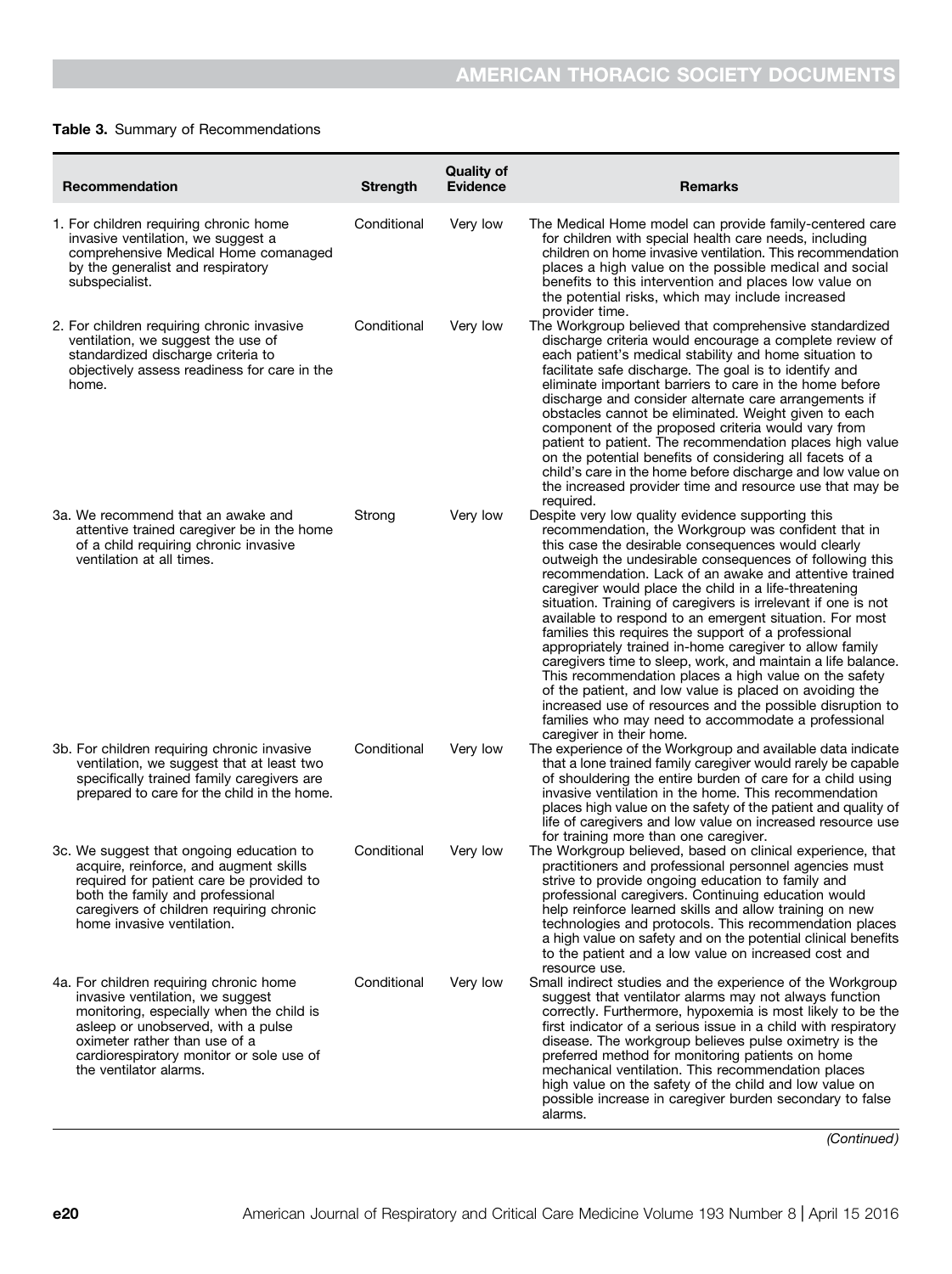**Table 3.** Summary of Recommendations

| Recommendation | Strength | Quality of Evidence | Remarks |
|---|---|---|---|
| 1. For children requiring chronic home invasive ventilation, we suggest a comprehensive Medical Home comanaged by the generalist and respiratory subspecialist. | Conditional | Very low | The Medical Home model can provide family-centered care for children with special health care needs, including children on home invasive ventilation. This recommendation places a high value on the possible medical and social benefits to this intervention and places low value on the potential risks, which may include increased provider time. |
| 2. For children requiring chronic invasive ventilation, we suggest the use of standardized discharge criteria to objectively assess readiness for care in the home. | Conditional | Very low | The Workgroup believed that comprehensive standardized discharge criteria would encourage a complete review of each patient's medical stability and home situation to facilitate safe discharge. The goal is to identify and eliminate important barriers to care in the home before discharge and consider alternate care arrangements if obstacles cannot be eliminated. Weight given to each component of the proposed criteria would vary from patient to patient. The recommendation places high value on the potential benefits of considering all facets of a child's care in the home before discharge and low value on the increased provider time and resource use that may be required. |
| 3a. We recommend that an awake and attentive trained caregiver be in the home of a child requiring chronic invasive ventilation at all times. | Strong | Very low | Despite very low quality evidence supporting this recommendation, the Workgroup was confident that in this case the desirable consequences would clearly outweigh the undesirable consequences of following this recommendation. Lack of an awake and attentive trained caregiver would place the child in a life-threatening situation. Training of caregivers is irrelevant if one is not available to respond to an emergent situation. For most families this requires the support of a professional appropriately trained in-home caregiver to allow family caregivers time to sleep, work, and maintain a life balance. This recommendation places a high value on the safety of the patient, and low value is placed on avoiding the increased use of resources and the possible disruption to families who may need to accommodate a professional caregiver in their home. |
| 3b. For children requiring chronic invasive ventilation, we suggest that at least two specifically trained family caregivers are prepared to care for the child in the home. | Conditional | Very low | The experience of the Workgroup and available data indicate that a lone trained family caregiver would rarely be capable of shouldering the entire burden of care for a child using invasive ventilation in the home. This recommendation places high value on the safety of the patient and quality of life of caregivers and low value on increased resource use for training more than one caregiver. |
| 3c. We suggest that ongoing education to acquire, reinforce, and augment skills required for patient care be provided to both the family and professional caregivers of children requiring chronic home invasive ventilation. | Conditional | Very low | The Workgroup believed, based on clinical experience, that practitioners and professional personnel agencies must strive to provide ongoing education to family and professional caregivers. Continuing education would help reinforce learned skills and allow training on new technologies and protocols. This recommendation places a high value on safety and on the potential clinical benefits to the patient and a low value on increased cost and resource use. |
| 4a. For children requiring chronic home invasive ventilation, we suggest monitoring, especially when the child is asleep or unobserved, with a pulse oximeter rather than use of a cardiorespiratory monitor or sole use of the ventilator alarms. | Conditional | Very low | Small indirect studies and the experience of the Workgroup suggest that ventilator alarms may not always function correctly. Furthermore, hypoxemia is most likely to be the first indicator of a serious issue in a child with respiratory disease. The workgroup believes pulse oximetry is the preferred method for monitoring patients on home mechanical ventilation. This recommendation places high value on the safety of the child and low value on possible increase in caregiver burden secondary to false alarms. |

*(Continued)*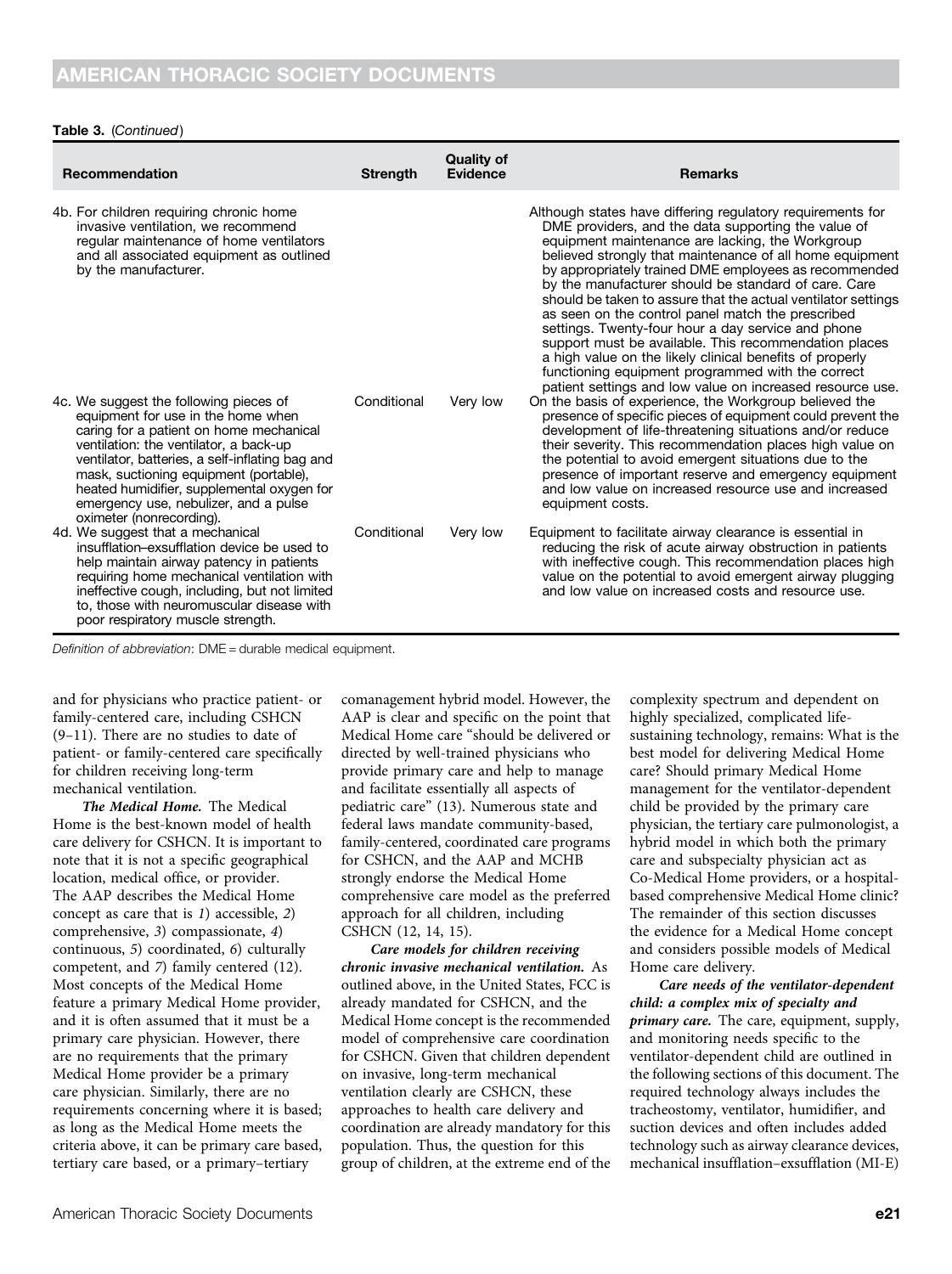**Table 3.** (*Continued*)

| Recommendation | Strength | Quality of Evidence | Remarks |
|---|---|---|---|
| 4b. For children requiring chronic home invasive ventilation, we recommend regular maintenance of home ventilators and all associated equipment as outlined by the manufacturer. | | | Although states have differing regulatory requirements for DME providers, and the data supporting the value of equipment maintenance are lacking, the Workgroup believed strongly that maintenance of all home equipment by appropriately trained DME employees as recommended by the manufacturer should be standard of care. Care should be taken to assure that the actual ventilator settings as seen on the control panel match the prescribed settings. Twenty-four hour a day service and phone support must be available. This recommendation places a high value on the likely clinical benefits of properly functioning equipment programmed with the correct patient settings and low value on increased resource use. |
| 4c. We suggest the following pieces of equipment for use in the home when caring for a patient on home mechanical ventilation: the ventilator, a back-up ventilator, batteries, a self-inflating bag and mask, suctioning equipment (portable), heated humidifier, supplemental oxygen for emergency use, nebulizer, and a pulse oximeter (nonrecording). | Conditional | Very low | On the basis of experience, the Workgroup believed the presence of specific pieces of equipment could prevent the development of life-threatening situations and/or reduce their severity. This recommendation places high value on the potential to avoid emergent situations due to the presence of important reserve and emergency equipment and low value on increased resource use and increased equipment costs. |
| 4d. We suggest that a mechanical insufflation–exsufflation device be used to help maintain airway patency in patients requiring home mechanical ventilation with ineffective cough, including, but not limited to, those with neuromuscular disease with poor respiratory muscle strength. | Conditional | Very low | Equipment to facilitate airway clearance is essential in reducing the risk of acute airway obstruction in patients with ineffective cough. This recommendation places high value on the potential to avoid emergent airway plugging and low value on increased costs and resource use. |

*Definition of abbreviation*: DME = durable medical equipment.

and for physicians who practice patient- or family-centered care, including CSHCN (9–11). There are no studies to date of patient- or family-centered care specifically for children receiving long-term mechanical ventilation.

***The Medical Home.*** The Medical Home is the best-known model of health care delivery for CSHCN. It is important to note that it is not a specific geographical location, medical office, or provider. The AAP describes the Medical Home concept as care that is *1*) accessible, *2*) comprehensive, *3*) compassionate, *4*) continuous, *5*) coordinated, *6*) culturally competent, and *7*) family centered (12). Most concepts of the Medical Home feature a primary Medical Home provider, and it is often assumed that it must be a primary care physician. However, there are no requirements that the primary Medical Home provider be a primary care physician. Similarly, there are no requirements concerning where it is based; as long as the Medical Home meets the criteria above, it can be primary care based, tertiary care based, or a primary–tertiary comanagement hybrid model. However, the AAP is clear and specific on the point that Medical Home care "should be delivered or directed by well-trained physicians who provide primary care and help to manage and facilitate essentially all aspects of pediatric care" (13). Numerous state and federal laws mandate community-based, family-centered, coordinated care programs for CSHCN, and the AAP and MCHB strongly endorse the Medical Home comprehensive care model as the preferred approach for all children, including CSHCN (12, 14, 15).

***Care models for children receiving chronic invasive mechanical ventilation.*** As outlined above, in the United States, FCC is already mandated for CSHCN, and the Medical Home concept is the recommended model of comprehensive care coordination for CSHCN. Given that children dependent on invasive, long-term mechanical ventilation clearly are CSHCN, these approaches to health care delivery and coordination are already mandatory for this population. Thus, the question for this group of children, at the extreme end of the complexity spectrum and dependent on highly specialized, complicated life-sustaining technology, remains: What is the best model for delivering Medical Home care? Should primary Medical Home management for the ventilator-dependent child be provided by the primary care physician, the tertiary care pulmonologist, a hybrid model in which both the primary care and subspecialty physician act as Co-Medical Home providers, or a hospital-based comprehensive Medical Home clinic? The remainder of this section discusses the evidence for a Medical Home concept and considers possible models of Medical Home care delivery.

***Care needs of the ventilator-dependent child: a complex mix of specialty and primary care.*** The care, equipment, supply, and monitoring needs specific to the ventilator-dependent child are outlined in the following sections of this document. The required technology always includes the tracheostomy, ventilator, humidifier, and suction devices and often includes added technology such as airway clearance devices, mechanical insufflation–exsufflation (MI-E)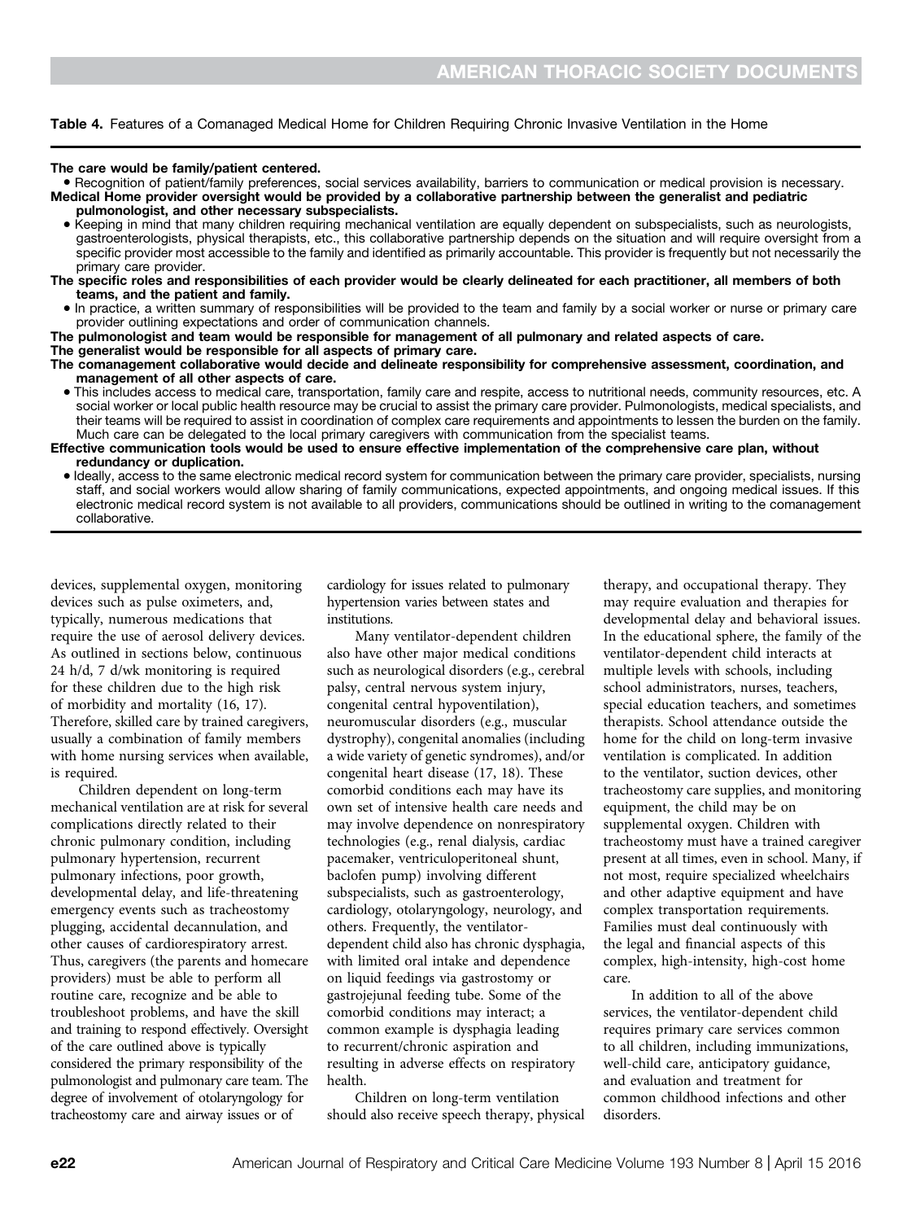**Table 4.** Features of a Comanaged Medical Home for Children Requiring Chronic Invasive Ventilation in the Home

| |
|---|
| **The care would be family/patient centered.** |
| • Recognition of patient/family preferences, social services availability, barriers to communication or medical provision is necessary. |
| **Medical Home provider oversight would be provided by a collaborative partnership between the generalist and pediatric pulmonologist, and other necessary subspecialists.** |
| • Keeping in mind that many children requiring mechanical ventilation are equally dependent on subspecialists, such as neurologists, gastroenterologists, physical therapists, etc., this collaborative partnership depends on the situation and will require oversight from a specific provider most accessible to the family and identified as primarily accountable. This provider is frequently but not necessarily the primary care provider. |
| **The specific roles and responsibilities of each provider would be clearly delineated for each practitioner, all members of both teams, and the patient and family.** |
| • In practice, a written summary of responsibilities will be provided to the team and family by a social worker or nurse or primary care provider outlining expectations and order of communication channels. |
| **The pulmonologist and team would be responsible for management of all pulmonary and related aspects of care.** |
| **The generalist would be responsible for all aspects of primary care.** |
| **The comanagement collaborative would decide and delineate responsibility for comprehensive assessment, coordination, and management of all other aspects of care.** |
| • This includes access to medical care, transportation, family care and respite, access to nutritional needs, community resources, etc. A social worker or local public health resource may be crucial to assist the primary care provider. Pulmonologists, medical specialists, and their teams will be required to assist in coordination of complex care requirements and appointments to lessen the burden on the family. Much care can be delegated to the local primary caregivers with communication from the specialist teams. |
| **Effective communication tools would be used to ensure effective implementation of the comprehensive care plan, without redundancy or duplication.** |
| • Ideally, access to the same electronic medical record system for communication between the primary care provider, specialists, nursing staff, and social workers would allow sharing of family communications, expected appointments, and ongoing medical issues. If this electronic medical record system is not available to all providers, communications should be outlined in writing to the comanagement collaborative. |

devices, supplemental oxygen, monitoring devices such as pulse oximeters, and, typically, numerous medications that require the use of aerosol delivery devices. As outlined in sections below, continuous 24 h/d, 7 d/wk monitoring is required for these children due to the high risk of morbidity and mortality (16, 17). Therefore, skilled care by trained caregivers, usually a combination of family members with home nursing services when available, is required.

Children dependent on long-term mechanical ventilation are at risk for several complications directly related to their chronic pulmonary condition, including pulmonary hypertension, recurrent pulmonary infections, poor growth, developmental delay, and life-threatening emergency events such as tracheostomy plugging, accidental decannulation, and other causes of cardiorespiratory arrest. Thus, caregivers (the parents and homecare providers) must be able to perform all routine care, recognize and be able to troubleshoot problems, and have the skill and training to respond effectively. Oversight of the care outlined above is typically considered the primary responsibility of the pulmonologist and pulmonary care team. The degree of involvement of otolaryngology for tracheostomy care and airway issues or of cardiology for issues related to pulmonary hypertension varies between states and institutions.

Many ventilator-dependent children also have other major medical conditions such as neurological disorders (e.g., cerebral palsy, central nervous system injury, congenital central hypoventilation), neuromuscular disorders (e.g., muscular dystrophy), congenital anomalies (including a wide variety of genetic syndromes), and/or congenital heart disease (17, 18). These comorbid conditions each may have its own set of intensive health care needs and may involve dependence on nonrespiratory technologies (e.g., renal dialysis, cardiac pacemaker, ventriculoperitoneal shunt, baclofen pump) involving different subspecialists, such as gastroenterology, cardiology, otolaryngology, neurology, and others. Frequently, the ventilator-dependent child also has chronic dysphagia, with limited oral intake and dependence on liquid feedings via gastrostomy or gastrojejunal feeding tube. Some of the comorbid conditions may interact; a common example is dysphagia leading to recurrent/chronic aspiration and resulting in adverse effects on respiratory health.

Children on long-term ventilation should also receive speech therapy, physical therapy, and occupational therapy. They may require evaluation and therapies for developmental delay and behavioral issues. In the educational sphere, the family of the ventilator-dependent child interacts at multiple levels with schools, including school administrators, nurses, teachers, special education teachers, and sometimes therapists. School attendance outside the home for the child on long-term invasive ventilation is complicated. In addition to the ventilator, suction devices, other tracheostomy care supplies, and monitoring equipment, the child may be on supplemental oxygen. Children with tracheostomy must have a trained caregiver present at all times, even in school. Many, if not most, require specialized wheelchairs and other adaptive equipment and have complex transportation requirements. Families must deal continuously with the legal and financial aspects of this complex, high-intensity, high-cost home care.

In addition to all of the above services, the ventilator-dependent child requires primary care services common to all children, including immunizations, well-child care, anticipatory guidance, and evaluation and treatment for common childhood infections and other disorders.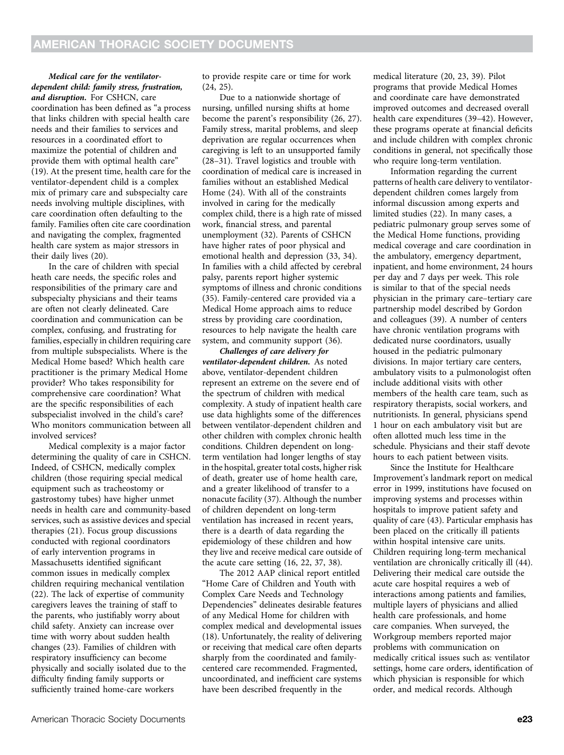***Medical care for the ventilator-dependent child: family stress, frustration, and disruption.*** For CSHCN, care coordination has been defined as "a process that links children with special health care needs and their families to services and resources in a coordinated effort to maximize the potential of children and provide them with optimal health care" (19). At the present time, health care for the ventilator-dependent child is a complex mix of primary care and subspecialty care needs involving multiple disciplines, with care coordination often defaulting to the family. Families often cite care coordination and navigating the complex, fragmented health care system as major stressors in their daily lives (20).

In the care of children with special heath care needs, the specific roles and responsibilities of the primary care and subspecialty physicians and their teams are often not clearly delineated. Care coordination and communication can be complex, confusing, and frustrating for families, especially in children requiring care from multiple subspecialists. Where is the Medical Home based? Which health care practitioner is the primary Medical Home provider? Who takes responsibility for comprehensive care coordination? What are the specific responsibilities of each subspecialist involved in the child's care? Who monitors communication between all involved services?

Medical complexity is a major factor determining the quality of care in CSHCN. Indeed, of CSHCN, medically complex children (those requiring special medical equipment such as tracheostomy or gastrostomy tubes) have higher unmet needs in health care and community-based services, such as assistive devices and special therapies (21). Focus group discussions conducted with regional coordinators of early intervention programs in Massachusetts identified significant common issues in medically complex children requiring mechanical ventilation (22). The lack of expertise of community caregivers leaves the training of staff to the parents, who justifiably worry about child safety. Anxiety can increase over time with worry about sudden health changes (23). Families of children with respiratory insufficiency can become physically and socially isolated due to the difficulty finding family supports or sufficiently trained home-care workers to provide respite care or time for work (24, 25).

Due to a nationwide shortage of nursing, unfilled nursing shifts at home become the parent's responsibility (26, 27). Family stress, marital problems, and sleep deprivation are regular occurrences when caregiving is left to an unsupported family (28–31). Travel logistics and trouble with coordination of medical care is increased in families without an established Medical Home (24). With all of the constraints involved in caring for the medically complex child, there is a high rate of missed work, financial stress, and parental unemployment (32). Parents of CSHCN have higher rates of poor physical and emotional health and depression (33, 34). In families with a child affected by cerebral palsy, parents report higher systemic symptoms of illness and chronic conditions (35). Family-centered care provided via a Medical Home approach aims to reduce stress by providing care coordination, resources to help navigate the health care system, and community support (36).

***Challenges of care delivery for ventilator-dependent children.*** As noted above, ventilator-dependent children represent an extreme on the severe end of the spectrum of children with medical complexity. A study of inpatient health care use data highlights some of the differences between ventilator-dependent children and other children with complex chronic health conditions. Children dependent on long-term ventilation had longer lengths of stay in the hospital, greater total costs, higher risk of death, greater use of home health care, and a greater likelihood of transfer to a nonacute facility (37). Although the number of children dependent on long-term ventilation has increased in recent years, there is a dearth of data regarding the epidemiology of these children and how they live and receive medical care outside of the acute care setting (16, 22, 37, 38).

The 2012 AAP clinical report entitled "Home Care of Children and Youth with Complex Care Needs and Technology Dependencies" delineates desirable features of any Medical Home for children with complex medical and developmental issues (18). Unfortunately, the reality of delivering or receiving that medical care often departs sharply from the coordinated and family-centered care recommended. Fragmented, uncoordinated, and inefficient care systems have been described frequently in the medical literature (20, 23, 39). Pilot programs that provide Medical Homes and coordinate care have demonstrated improved outcomes and decreased overall health care expenditures (39–42). However, these programs operate at financial deficits and include children with complex chronic conditions in general, not specifically those who require long-term ventilation.

Information regarding the current patterns of health care delivery to ventilator-dependent children comes largely from informal discussion among experts and limited studies (22). In many cases, a pediatric pulmonary group serves some of the Medical Home functions, providing medical coverage and care coordination in the ambulatory, emergency department, inpatient, and home environment, 24 hours per day and 7 days per week. This role is similar to that of the special needs physician in the primary care–tertiary care partnership model described by Gordon and colleagues (39). A number of centers have chronic ventilation programs with dedicated nurse coordinators, usually housed in the pediatric pulmonary divisions. In major tertiary care centers, ambulatory visits to a pulmonologist often include additional visits with other members of the health care team, such as respiratory therapists, social workers, and nutritionists. In general, physicians spend 1 hour on each ambulatory visit but are often allotted much less time in the schedule. Physicians and their staff devote hours to each patient between visits.

Since the Institute for Healthcare Improvement's landmark report on medical error in 1999, institutions have focused on improving systems and processes within hospitals to improve patient safety and quality of care (43). Particular emphasis has been placed on the critically ill patients within hospital intensive care units. Children requiring long-term mechanical ventilation are chronically critically ill (44). Delivering their medical care outside the acute care hospital requires a web of interactions among patients and families, multiple layers of physicians and allied health care professionals, and home care companies. When surveyed, the Workgroup members reported major problems with communication on medically critical issues such as: ventilator settings, home care orders, identification of which physician is responsible for which order, and medical records. Although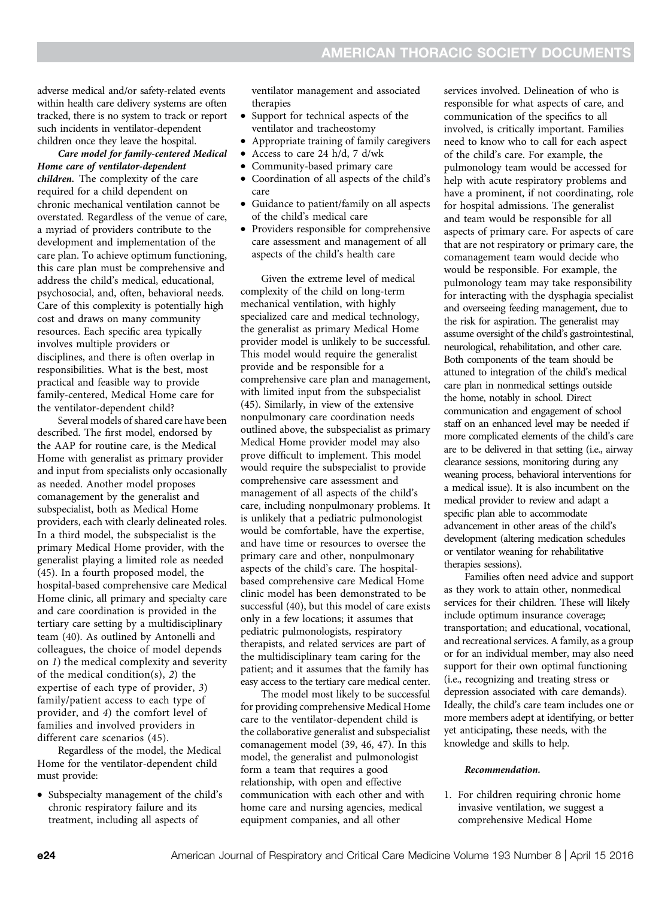adverse medical and/or safety-related events within health care delivery systems are often tracked, there is no system to track or report such incidents in ventilator-dependent children once they leave the hospital.

***Care model for family-centered Medical Home care of ventilator-dependent children.*** The complexity of the care required for a child dependent on chronic mechanical ventilation cannot be overstated. Regardless of the venue of care, a myriad of providers contribute to the development and implementation of the care plan. To achieve optimum functioning, this care plan must be comprehensive and address the child's medical, educational, psychosocial, and, often, behavioral needs. Care of this complexity is potentially high cost and draws on many community resources. Each specific area typically involves multiple providers or disciplines, and there is often overlap in responsibilities. What is the best, most practical and feasible way to provide family-centered, Medical Home care for the ventilator-dependent child?

Several models of shared care have been described. The first model, endorsed by the AAP for routine care, is the Medical Home with generalist as primary provider and input from specialists only occasionally as needed. Another model proposes comanagement by the generalist and subspecialist, both as Medical Home providers, each with clearly delineated roles. In a third model, the subspecialist is the primary Medical Home provider, with the generalist playing a limited role as needed (45). In a fourth proposed model, the hospital-based comprehensive care Medical Home clinic, all primary and specialty care and care coordination is provided in the tertiary care setting by a multidisciplinary team (40). As outlined by Antonelli and colleagues, the choice of model depends on *1*) the medical complexity and severity of the medical condition(s), *2*) the expertise of each type of provider, *3*) family/patient access to each type of provider, and *4*) the comfort level of families and involved providers in different care scenarios (45).

Regardless of the model, the Medical Home for the ventilator-dependent child must provide:

- Subspecialty management of the child's chronic respiratory failure and its treatment, including all aspects of ventilator management and associated therapies
- Support for technical aspects of the ventilator and tracheostomy
- Appropriate training of family caregivers
- Access to care 24 h/d, 7 d/wk
- Community-based primary care
- Coordination of all aspects of the child's care
- Guidance to patient/family on all aspects of the child's medical care
- Providers responsible for comprehensive care assessment and management of all aspects of the child's health care

Given the extreme level of medical complexity of the child on long-term mechanical ventilation, with highly specialized care and medical technology, the generalist as primary Medical Home provider model is unlikely to be successful. This model would require the generalist provide and be responsible for a comprehensive care plan and management, with limited input from the subspecialist (45). Similarly, in view of the extensive nonpulmonary care coordination needs outlined above, the subspecialist as primary Medical Home provider model may also prove difficult to implement. This model would require the subspecialist to provide comprehensive care assessment and management of all aspects of the child's care, including nonpulmonary problems. It is unlikely that a pediatric pulmonologist would be comfortable, have the expertise, and have time or resources to oversee the primary care and other, nonpulmonary aspects of the child's care. The hospital-based comprehensive care Medical Home clinic model has been demonstrated to be successful (40), but this model of care exists only in a few locations; it assumes that pediatric pulmonologists, respiratory therapists, and related services are part of the multidisciplinary team caring for the patient; and it assumes that the family has easy access to the tertiary care medical center.

The model most likely to be successful for providing comprehensive Medical Home care to the ventilator-dependent child is the collaborative generalist and subspecialist comanagement model (39, 46, 47). In this model, the generalist and pulmonologist form a team that requires a good relationship, with open and effective communication with each other and with home care and nursing agencies, medical equipment companies, and all other services involved. Delineation of who is responsible for what aspects of care, and communication of the specifics to all involved, is critically important. Families need to know who to call for each aspect of the child's care. For example, the pulmonology team would be accessed for help with acute respiratory problems and have a prominent, if not coordinating, role for hospital admissions. The generalist and team would be responsible for all aspects of primary care. For aspects of care that are not respiratory or primary care, the comanagement team would decide who would be responsible. For example, the pulmonology team may take responsibility for interacting with the dysphagia specialist and overseeing feeding management, due to the risk for aspiration. The generalist may assume oversight of the child's gastrointestinal, neurological, rehabilitation, and other care. Both components of the team should be attuned to integration of the child's medical care plan in nonmedical settings outside the home, notably in school. Direct communication and engagement of school staff on an enhanced level may be needed if more complicated elements of the child's care are to be delivered in that setting (i.e., airway clearance sessions, monitoring during any weaning process, behavioral interventions for a medical issue). It is also incumbent on the medical provider to review and adapt a specific plan able to accommodate advancement in other areas of the child's development (altering medication schedules or ventilator weaning for rehabilitative therapies sessions).

Families often need advice and support as they work to attain other, nonmedical services for their children. These will likely include optimum insurance coverage; transportation; and educational, vocational, and recreational services. A family, as a group or for an individual member, may also need support for their own optimal functioning (i.e., recognizing and treating stress or depression associated with care demands). Ideally, the child's care team includes one or more members adept at identifying, or better yet anticipating, these needs, with the knowledge and skills to help.

***Recommendation.***

1. For children requiring chronic home invasive ventilation, we suggest a comprehensive Medical Home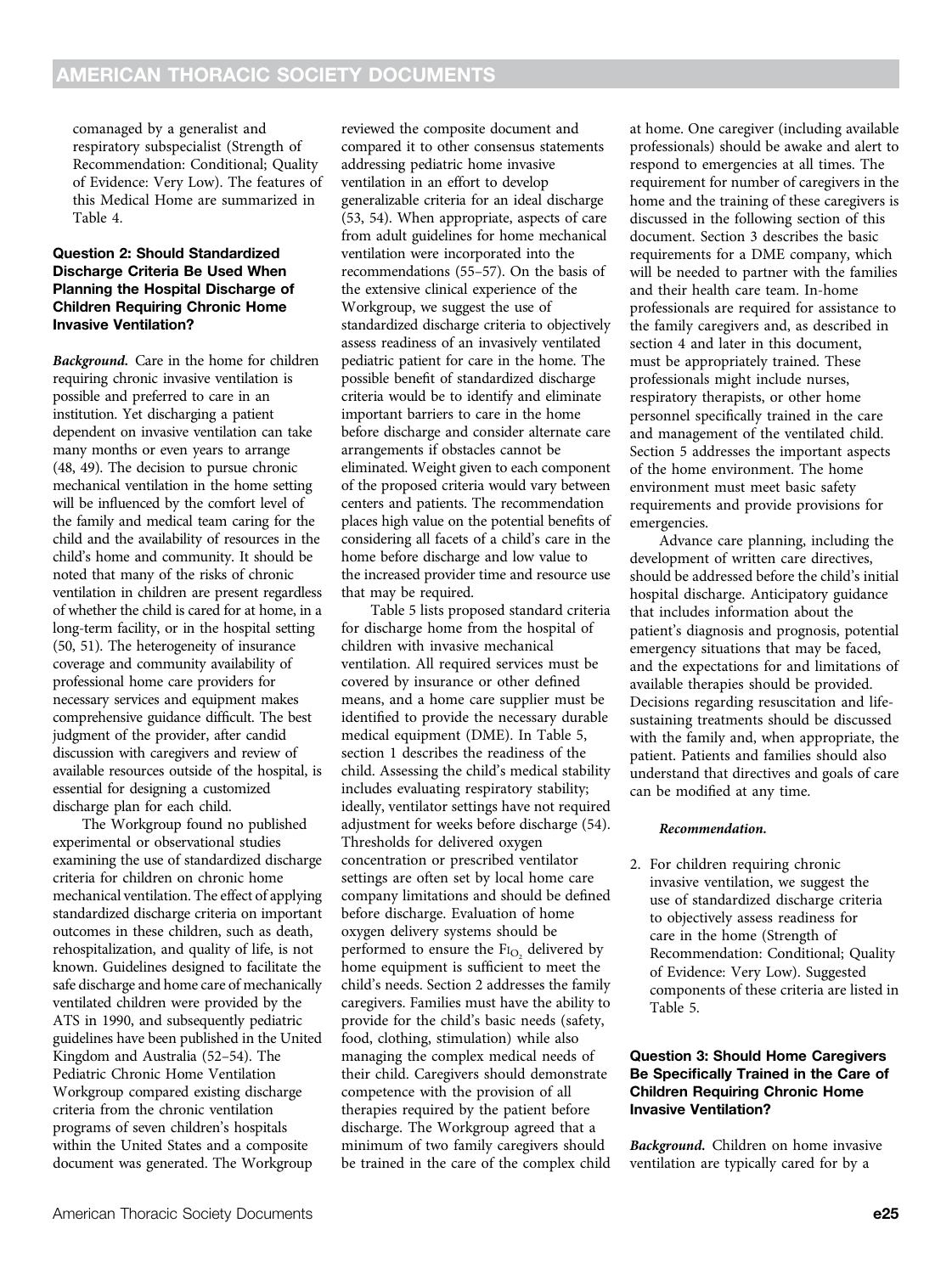comanaged by a generalist and respiratory subspecialist (Strength of Recommendation: Conditional; Quality of Evidence: Very Low). The features of this Medical Home are summarized in Table 4.

### Question 2: Should Standardized Discharge Criteria Be Used When Planning the Hospital Discharge of Children Requiring Chronic Home Invasive Ventilation?

***Background.*** Care in the home for children requiring chronic invasive ventilation is possible and preferred to care in an institution. Yet discharging a patient dependent on invasive ventilation can take many months or even years to arrange (48, 49). The decision to pursue chronic mechanical ventilation in the home setting will be influenced by the comfort level of the family and medical team caring for the child and the availability of resources in the child's home and community. It should be noted that many of the risks of chronic ventilation in children are present regardless of whether the child is cared for at home, in a long-term facility, or in the hospital setting (50, 51). The heterogeneity of insurance coverage and community availability of professional home care providers for necessary services and equipment makes comprehensive guidance difficult. The best judgment of the provider, after candid discussion with caregivers and review of available resources outside of the hospital, is essential for designing a customized discharge plan for each child.

The Workgroup found no published experimental or observational studies examining the use of standardized discharge criteria for children on chronic home mechanical ventilation. The effect of applying standardized discharge criteria on important outcomes in these children, such as death, rehospitalization, and quality of life, is not known. Guidelines designed to facilitate the safe discharge and home care of mechanically ventilated children were provided by the ATS in 1990, and subsequently pediatric guidelines have been published in the United Kingdom and Australia (52–54). The Pediatric Chronic Home Ventilation Workgroup compared existing discharge criteria from the chronic ventilation programs of seven children's hospitals within the United States and a composite document was generated. The Workgroup reviewed the composite document and compared it to other consensus statements addressing pediatric home invasive ventilation in an effort to develop generalizable criteria for an ideal discharge (53, 54). When appropriate, aspects of care from adult guidelines for home mechanical ventilation were incorporated into the recommendations (55–57). On the basis of the extensive clinical experience of the Workgroup, we suggest the use of standardized discharge criteria to objectively assess readiness of an invasively ventilated pediatric patient for care in the home. The possible benefit of standardized discharge criteria would be to identify and eliminate important barriers to care in the home before discharge and consider alternate care arrangements if obstacles cannot be eliminated. Weight given to each component of the proposed criteria would vary between centers and patients. The recommendation places high value on the potential benefits of considering all facets of a child's care in the home before discharge and low value to the increased provider time and resource use that may be required.

Table 5 lists proposed standard criteria for discharge home from the hospital of children with invasive mechanical ventilation. All required services must be covered by insurance or other defined means, and a home care supplier must be identified to provide the necessary durable medical equipment (DME). In Table 5, section 1 describes the readiness of the child. Assessing the child's medical stability includes evaluating respiratory stability; ideally, ventilator settings have not required adjustment for weeks before discharge (54). Thresholds for delivered oxygen concentration or prescribed ventilator settings are often set by local home care company limitations and should be defined before discharge. Evaluation of home oxygen delivery systems should be performed to ensure the $F_{I_{O_2}}$ delivered by home equipment is sufficient to meet the child's needs. Section 2 addresses the family caregivers. Families must have the ability to provide for the child's basic needs (safety, food, clothing, stimulation) while also managing the complex medical needs of their child. Caregivers should demonstrate competence with the provision of all therapies required by the patient before discharge. The Workgroup agreed that a minimum of two family caregivers should be trained in the care of the complex child at home. One caregiver (including available professionals) should be awake and alert to respond to emergencies at all times. The requirement for number of caregivers in the home and the training of these caregivers is discussed in the following section of this document. Section 3 describes the basic requirements for a DME company, which will be needed to partner with the families and their health care team. In-home professionals are required for assistance to the family caregivers and, as described in section 4 and later in this document, must be appropriately trained. These professionals might include nurses, respiratory therapists, or other home personnel specifically trained in the care and management of the ventilated child. Section 5 addresses the important aspects of the home environment. The home environment must meet basic safety requirements and provide provisions for emergencies.

Advance care planning, including the development of written care directives, should be addressed before the child's initial hospital discharge. Anticipatory guidance that includes information about the patient's diagnosis and prognosis, potential emergency situations that may be faced, and the expectations for and limitations of available therapies should be provided. Decisions regarding resuscitation and life-sustaining treatments should be discussed with the family and, when appropriate, the patient. Patients and families should also understand that directives and goals of care can be modified at any time.

***Recommendation.***

2. For children requiring chronic invasive ventilation, we suggest the use of standardized discharge criteria to objectively assess readiness for care in the home (Strength of Recommendation: Conditional; Quality of Evidence: Very Low). Suggested components of these criteria are listed in Table 5.

### Question 3: Should Home Caregivers Be Specifically Trained in the Care of Children Requiring Chronic Home Invasive Ventilation?

***Background.*** Children on home invasive ventilation are typically cared for by a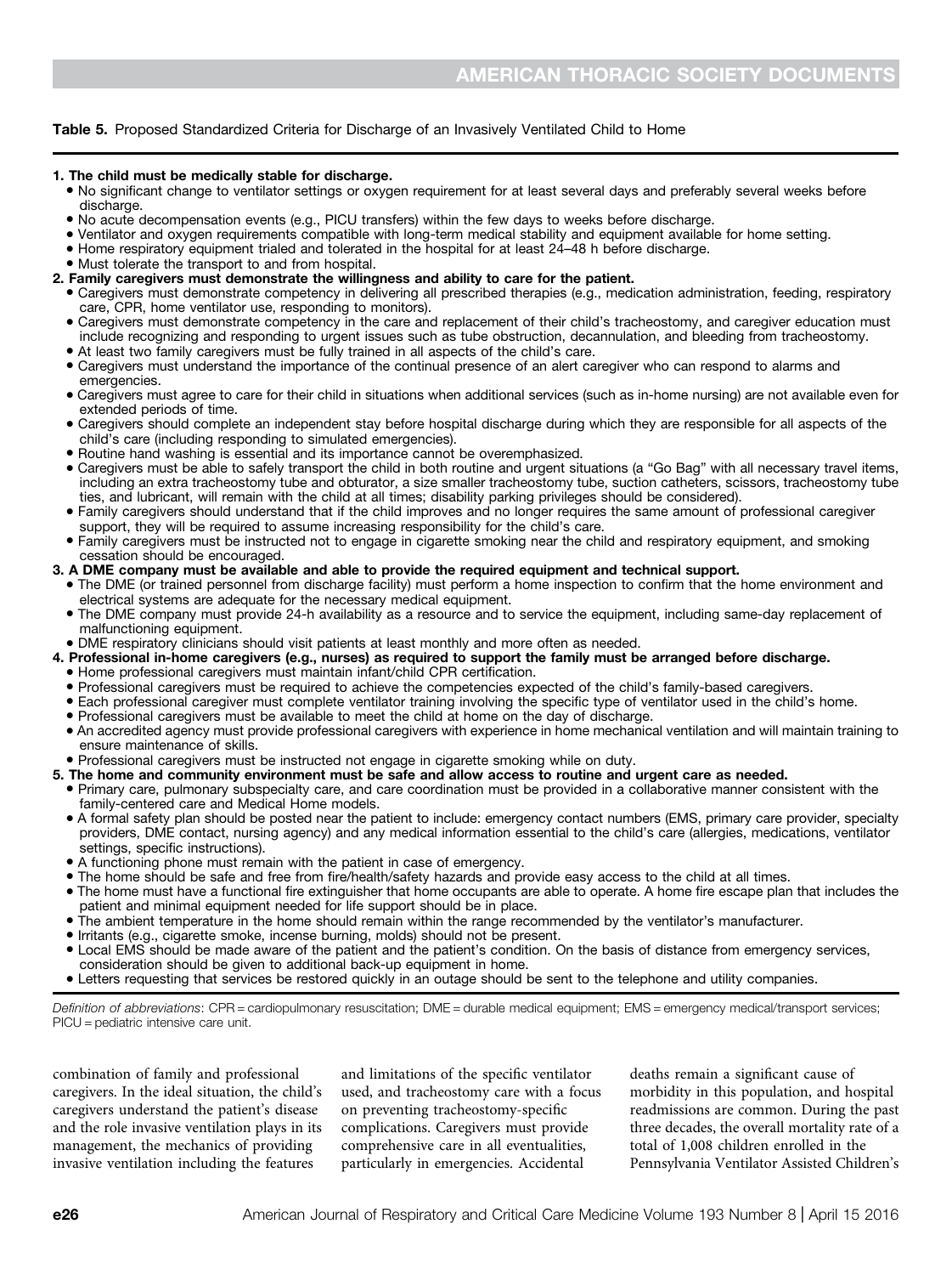**Table 5.** Proposed Standardized Criteria for Discharge of an Invasively Ventilated Child to Home

**1. The child must be medically stable for discharge.**

- No significant change to ventilator settings or oxygen requirement for at least several days and preferably several weeks before discharge.
- No acute decompensation events (e.g., PICU transfers) within the few days to weeks before discharge.
- Ventilator and oxygen requirements compatible with long-term medical stability and equipment available for home setting.
- Home respiratory equipment trialed and tolerated in the hospital for at least 24–48 h before discharge.
- Must tolerate the transport to and from hospital.

**2. Family caregivers must demonstrate the willingness and ability to care for the patient.**

- Caregivers must demonstrate competency in delivering all prescribed therapies (e.g., medication administration, feeding, respiratory care, CPR, home ventilator use, responding to monitors).
- Caregivers must demonstrate competency in the care and replacement of their child's tracheostomy, and caregiver education must include recognizing and responding to urgent issues such as tube obstruction, decannulation, and bleeding from tracheostomy.
- At least two family caregivers must be fully trained in all aspects of the child's care.
- Caregivers must understand the importance of the continual presence of an alert caregiver who can respond to alarms and emergencies.
- Caregivers must agree to care for their child in situations when additional services (such as in-home nursing) are not available even for extended periods of time.
- Caregivers should complete an independent stay before hospital discharge during which they are responsible for all aspects of the child's care (including responding to simulated emergencies).
- Routine hand washing is essential and its importance cannot be overemphasized.
- Caregivers must be able to safely transport the child in both routine and urgent situations (a "Go Bag" with all necessary travel items, including an extra tracheostomy tube and obturator, a size smaller tracheostomy tube, suction catheters, scissors, tracheostomy tube ties, and lubricant, will remain with the child at all times; disability parking privileges should be considered).
- Family caregivers should understand that if the child improves and no longer requires the same amount of professional caregiver support, they will be required to assume increasing responsibility for the child's care.
- Family caregivers must be instructed not to engage in cigarette smoking near the child and respiratory equipment, and smoking cessation should be encouraged.

**3. A DME company must be available and able to provide the required equipment and technical support.**

- The DME (or trained personnel from discharge facility) must perform a home inspection to confirm that the home environment and electrical systems are adequate for the necessary medical equipment.
- The DME company must provide 24-h availability as a resource and to service the equipment, including same-day replacement of malfunctioning equipment.
- DME respiratory clinicians should visit patients at least monthly and more often as needed.

**4. Professional in-home caregivers (e.g., nurses) as required to support the family must be arranged before discharge.**

- Home professional caregivers must maintain infant/child CPR certification.
- Professional caregivers must be required to achieve the competencies expected of the child's family-based caregivers.
- Each professional caregiver must complete ventilator training involving the specific type of ventilator used in the child's home.
- Professional caregivers must be available to meet the child at home on the day of discharge.
- An accredited agency must provide professional caregivers with experience in home mechanical ventilation and will maintain training to ensure maintenance of skills.
- Professional caregivers must be instructed not engage in cigarette smoking while on duty.

**5. The home and community environment must be safe and allow access to routine and urgent care as needed.**

- Primary care, pulmonary subspecialty care, and care coordination must be provided in a collaborative manner consistent with the family-centered care and Medical Home models.
- A formal safety plan should be posted near the patient to include: emergency contact numbers (EMS, primary care provider, specialty providers, DME contact, nursing agency) and any medical information essential to the child's care (allergies, medications, ventilator settings, specific instructions).
- A functioning phone must remain with the patient in case of emergency.
- The home should be safe and free from fire/health/safety hazards and provide easy access to the child at all times.
- The home must have a functional fire extinguisher that home occupants are able to operate. A home fire escape plan that includes the patient and minimal equipment needed for life support should be in place.
- The ambient temperature in the home should remain within the range recommended by the ventilator's manufacturer.
- Irritants (e.g., cigarette smoke, incense burning, molds) should not be present.
- Local EMS should be made aware of the patient and the patient's condition. On the basis of distance from emergency services, consideration should be given to additional back-up equipment in home.
- Letters requesting that services be restored quickly in an outage should be sent to the telephone and utility companies.

*Definition of abbreviations*: CPR = cardiopulmonary resuscitation; DME = durable medical equipment; EMS = emergency medical/transport services; PICU = pediatric intensive care unit.

combination of family and professional caregivers. In the ideal situation, the child's caregivers understand the patient's disease and the role invasive ventilation plays in its management, the mechanics of providing invasive ventilation including the features and limitations of the specific ventilator used, and tracheostomy care with a focus on preventing tracheostomy-specific complications. Caregivers must provide comprehensive care in all eventualities, particularly in emergencies. Accidental deaths remain a significant cause of morbidity in this population, and hospital readmissions are common. During the past three decades, the overall mortality rate of a total of 1,008 children enrolled in the Pennsylvania Ventilator Assisted Children's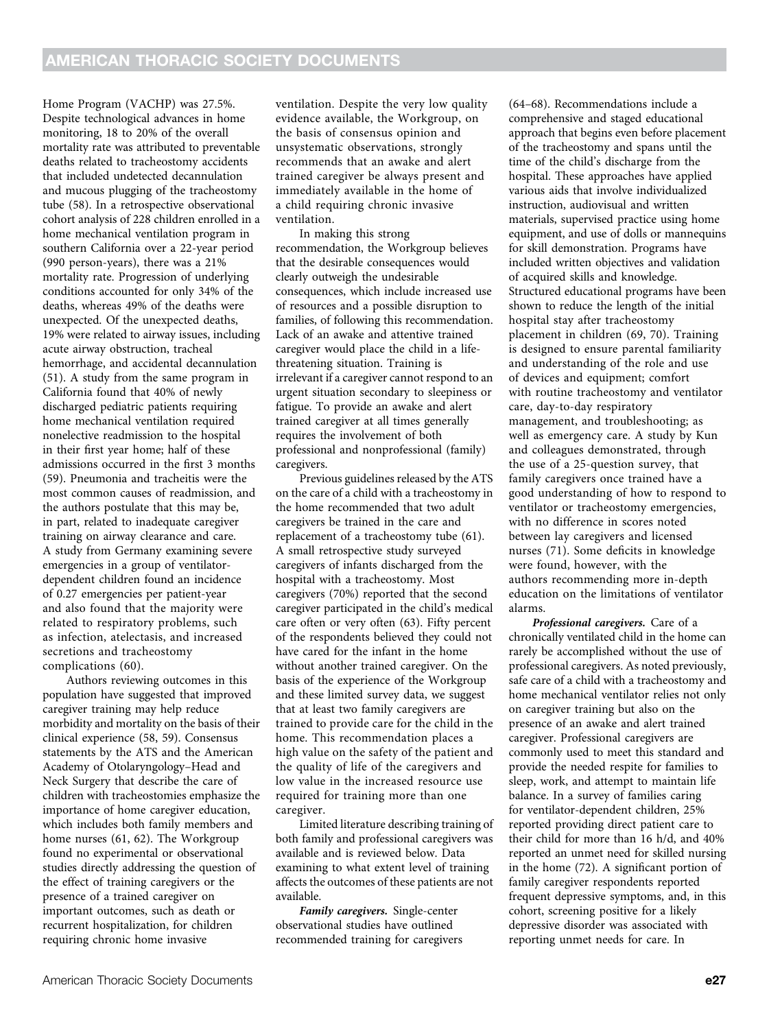Home Program (VACHP) was 27.5%. Despite technological advances in home monitoring, 18 to 20% of the overall mortality rate was attributed to preventable deaths related to tracheostomy accidents that included undetected decannulation and mucous plugging of the tracheostomy tube (58). In a retrospective observational cohort analysis of 228 children enrolled in a home mechanical ventilation program in southern California over a 22-year period (990 person-years), there was a 21% mortality rate. Progression of underlying conditions accounted for only 34% of the deaths, whereas 49% of the deaths were unexpected. Of the unexpected deaths, 19% were related to airway issues, including acute airway obstruction, tracheal hemorrhage, and accidental decannulation (51). A study from the same program in California found that 40% of newly discharged pediatric patients requiring home mechanical ventilation required nonelective readmission to the hospital in their first year home; half of these admissions occurred in the first 3 months (59). Pneumonia and tracheitis were the most common causes of readmission, and the authors postulate that this may be, in part, related to inadequate caregiver training on airway clearance and care. A study from Germany examining severe emergencies in a group of ventilator-dependent children found an incidence of 0.27 emergencies per patient-year and also found that the majority were related to respiratory problems, such as infection, atelectasis, and increased secretions and tracheostomy complications (60).

Authors reviewing outcomes in this population have suggested that improved caregiver training may help reduce morbidity and mortality on the basis of their clinical experience (58, 59). Consensus statements by the ATS and the American Academy of Otolaryngology–Head and Neck Surgery that describe the care of children with tracheostomies emphasize the importance of home caregiver education, which includes both family members and home nurses (61, 62). The Workgroup found no experimental or observational studies directly addressing the question of the effect of training caregivers or the presence of a trained caregiver on important outcomes, such as death or recurrent hospitalization, for children requiring chronic home invasive ventilation. Despite the very low quality evidence available, the Workgroup, on the basis of consensus opinion and unsystematic observations, strongly recommends that an awake and alert trained caregiver be always present and immediately available in the home of a child requiring chronic invasive ventilation.

In making this strong recommendation, the Workgroup believes that the desirable consequences would clearly outweigh the undesirable consequences, which include increased use of resources and a possible disruption to families, of following this recommendation. Lack of an awake and attentive trained caregiver would place the child in a life-threatening situation. Training is irrelevant if a caregiver cannot respond to an urgent situation secondary to sleepiness or fatigue. To provide an awake and alert trained caregiver at all times generally requires the involvement of both professional and nonprofessional (family) caregivers.

Previous guidelines released by the ATS on the care of a child with a tracheostomy in the home recommended that two adult caregivers be trained in the care and replacement of a tracheostomy tube (61). A small retrospective study surveyed caregivers of infants discharged from the hospital with a tracheostomy. Most caregivers (70%) reported that the second caregiver participated in the child's medical care often or very often (63). Fifty percent of the respondents believed they could not have cared for the infant in the home without another trained caregiver. On the basis of the experience of the Workgroup and these limited survey data, we suggest that at least two family caregivers are trained to provide care for the child in the home. This recommendation places a high value on the safety of the patient and the quality of life of the caregivers and low value in the increased resource use required for training more than one caregiver.

Limited literature describing training of both family and professional caregivers was available and is reviewed below. Data examining to what extent level of training affects the outcomes of these patients are not available.

***Family caregivers.*** Single-center observational studies have outlined recommended training for caregivers (64–68). Recommendations include a comprehensive and staged educational approach that begins even before placement of the tracheostomy and spans until the time of the child's discharge from the hospital. These approaches have applied various aids that involve individualized instruction, audiovisual and written materials, supervised practice using home equipment, and use of dolls or mannequins for skill demonstration. Programs have included written objectives and validation of acquired skills and knowledge. Structured educational programs have been shown to reduce the length of the initial hospital stay after tracheostomy placement in children (69, 70). Training is designed to ensure parental familiarity and understanding of the role and use of devices and equipment; comfort with routine tracheostomy and ventilator care, day-to-day respiratory management, and troubleshooting; as well as emergency care. A study by Kun and colleagues demonstrated, through the use of a 25-question survey, that family caregivers once trained have a good understanding of how to respond to ventilator or tracheostomy emergencies, with no difference in scores noted between lay caregivers and licensed nurses (71). Some deficits in knowledge were found, however, with the authors recommending more in-depth education on the limitations of ventilator alarms.

***Professional caregivers.*** Care of a chronically ventilated child in the home can rarely be accomplished without the use of professional caregivers. As noted previously, safe care of a child with a tracheostomy and home mechanical ventilator relies not only on caregiver training but also on the presence of an awake and alert trained caregiver. Professional caregivers are commonly used to meet this standard and provide the needed respite for families to sleep, work, and attempt to maintain life balance. In a survey of families caring for ventilator-dependent children, 25% reported providing direct patient care to their child for more than 16 h/d, and 40% reported an unmet need for skilled nursing in the home (72). A significant portion of family caregiver respondents reported frequent depressive symptoms, and, in this cohort, screening positive for a likely depressive disorder was associated with reporting unmet needs for care. In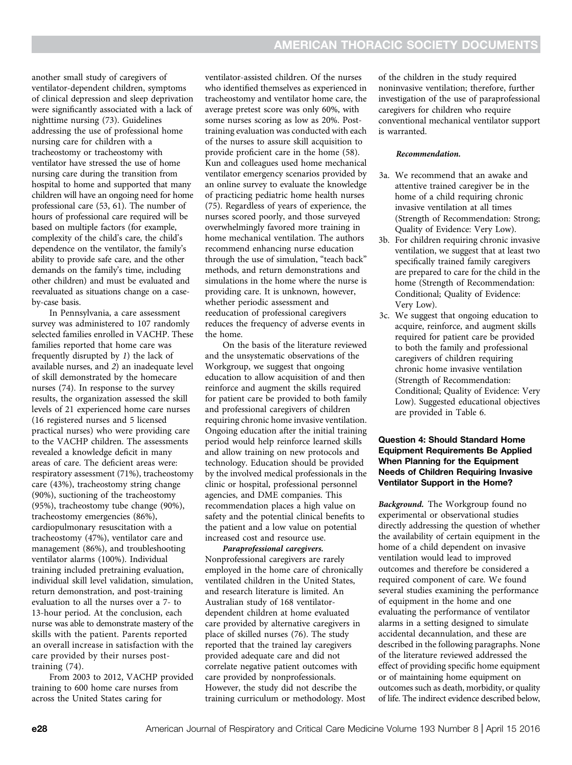another small study of caregivers of ventilator-dependent children, symptoms of clinical depression and sleep deprivation were significantly associated with a lack of nighttime nursing (73). Guidelines addressing the use of professional home nursing care for children with a tracheostomy or tracheostomy with ventilator have stressed the use of home nursing care during the transition from hospital to home and supported that many children will have an ongoing need for home professional care (53, 61). The number of hours of professional care required will be based on multiple factors (for example, complexity of the child's care, the child's dependence on the ventilator, the family's ability to provide safe care, and the other demands on the family's time, including other children) and must be evaluated and reevaluated as situations change on a case-by-case basis.

In Pennsylvania, a care assessment survey was administered to 107 randomly selected families enrolled in VACHP. These families reported that home care was frequently disrupted by *1*) the lack of available nurses, and *2*) an inadequate level of skill demonstrated by the homecare nurses (74). In response to the survey results, the organization assessed the skill levels of 21 experienced home care nurses (16 registered nurses and 5 licensed practical nurses) who were providing care to the VACHP children. The assessments revealed a knowledge deficit in many areas of care. The deficient areas were: respiratory assessment (71%), tracheostomy care (43%), tracheostomy string change (90%), suctioning of the tracheostomy (95%), tracheostomy tube change (90%), tracheostomy emergencies (86%), cardiopulmonary resuscitation with a tracheostomy (47%), ventilator care and management (86%), and troubleshooting ventilator alarms (100%). Individual training included pretraining evaluation, individual skill level validation, simulation, return demonstration, and post-training evaluation to all the nurses over a 7- to 13-hour period. At the conclusion, each nurse was able to demonstrate mastery of the skills with the patient. Parents reported an overall increase in satisfaction with the care provided by their nurses post-training (74).

From 2003 to 2012, VACHP provided training to 600 home care nurses from across the United States caring for ventilator-assisted children. Of the nurses who identified themselves as experienced in tracheostomy and ventilator home care, the average pretest score was only 60%, with some nurses scoring as low as 20%. Post-training evaluation was conducted with each of the nurses to assure skill acquisition to provide proficient care in the home (58). Kun and colleagues used home mechanical ventilator emergency scenarios provided by an online survey to evaluate the knowledge of practicing pediatric home health nurses (75). Regardless of years of experience, the nurses scored poorly, and those surveyed overwhelmingly favored more training in home mechanical ventilation. The authors recommend enhancing nurse education through the use of simulation, "teach back" methods, and return demonstrations and simulations in the home where the nurse is providing care. It is unknown, however, whether periodic assessment and reeducation of professional caregivers reduces the frequency of adverse events in the home.

On the basis of the literature reviewed and the unsystematic observations of the Workgroup, we suggest that ongoing education to allow acquisition of and then reinforce and augment the skills required for patient care be provided to both family and professional caregivers of children requiring chronic home invasive ventilation. Ongoing education after the initial training period would help reinforce learned skills and allow training on new protocols and technology. Education should be provided by the involved medical professionals in the clinic or hospital, professional personnel agencies, and DME companies. This recommendation places a high value on safety and the potential clinical benefits to the patient and a low value on potential increased cost and resource use.

***Paraprofessional caregivers.*** Nonprofessional caregivers are rarely employed in the home care of chronically ventilated children in the United States, and research literature is limited. An Australian study of 168 ventilator-dependent children at home evaluated care provided by alternative caregivers in place of skilled nurses (76). The study reported that the trained lay caregivers provided adequate care and did not correlate negative patient outcomes with care provided by nonprofessionals. However, the study did not describe the training curriculum or methodology. Most of the children in the study required noninvasive ventilation; therefore, further investigation of the use of paraprofessional caregivers for children who require conventional mechanical ventilator support is warranted.

***Recommendation.***

- 3a. We recommend that an awake and attentive trained caregiver be in the home of a child requiring chronic invasive ventilation at all times (Strength of Recommendation: Strong; Quality of Evidence: Very Low).
- 3b. For children requiring chronic invasive ventilation, we suggest that at least two specifically trained family caregivers are prepared to care for the child in the home (Strength of Recommendation: Conditional; Quality of Evidence: Very Low).
- 3c. We suggest that ongoing education to acquire, reinforce, and augment skills required for patient care be provided to both the family and professional caregivers of children requiring chronic home invasive ventilation (Strength of Recommendation: Conditional; Quality of Evidence: Very Low). Suggested educational objectives are provided in Table 6.

### Question 4: Should Standard Home Equipment Requirements Be Applied When Planning for the Equipment Needs of Children Requiring Invasive Ventilator Support in the Home?

***Background.*** The Workgroup found no experimental or observational studies directly addressing the question of whether the availability of certain equipment in the home of a child dependent on invasive ventilation would lead to improved outcomes and therefore be considered a required component of care. We found several studies examining the performance of equipment in the home and one evaluating the performance of ventilator alarms in a setting designed to simulate accidental decannulation, and these are described in the following paragraphs. None of the literature reviewed addressed the effect of providing specific home equipment or of maintaining home equipment on outcomes such as death, morbidity, or quality of life. The indirect evidence described below,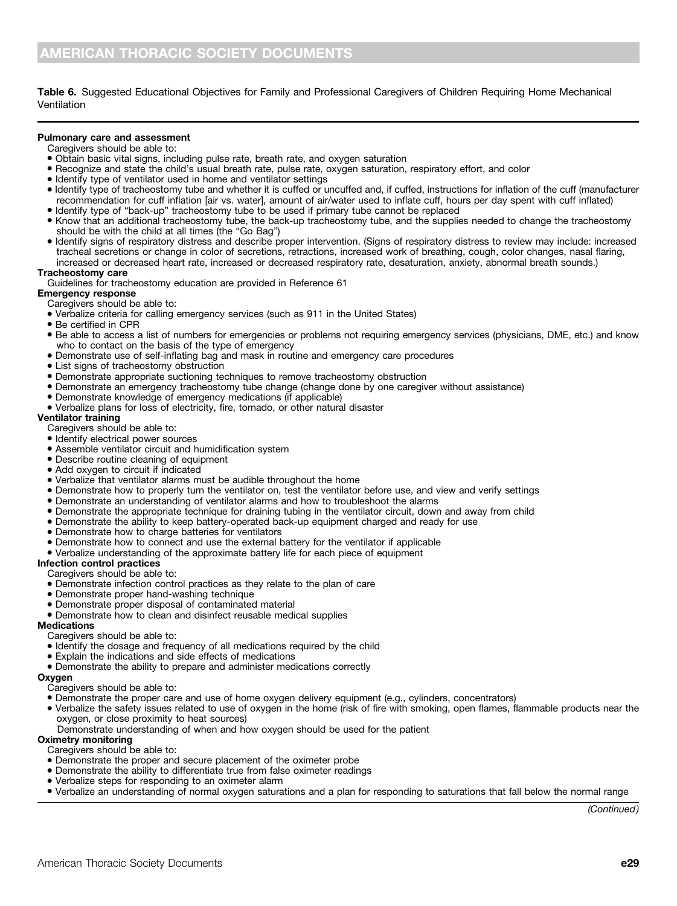**Table 6.** Suggested Educational Objectives for Family and Professional Caregivers of Children Requiring Home Mechanical Ventilation

**Pulmonary care and assessment**

Caregivers should be able to:

- Obtain basic vital signs, including pulse rate, breath rate, and oxygen saturation
- Recognize and state the child's usual breath rate, pulse rate, oxygen saturation, respiratory effort, and color
- Identify type of ventilator used in home and ventilator settings
- Identify type of tracheostomy tube and whether it is cuffed or uncuffed and, if cuffed, instructions for inflation of the cuff (manufacturer recommendation for cuff inflation [air vs. water], amount of air/water used to inflate cuff, hours per day spent with cuff inflated)
- Identify type of "back-up" tracheostomy tube to be used if primary tube cannot be replaced
- Know that an additional tracheostomy tube, the back-up tracheostomy tube, and the supplies needed to change the tracheostomy should be with the child at all times (the "Go Bag")
- Identify signs of respiratory distress and describe proper intervention. (Signs of respiratory distress to review may include: increased tracheal secretions or change in color of secretions, retractions, increased work of breathing, cough, color changes, nasal flaring, increased or decreased heart rate, increased or decreased respiratory rate, desaturation, anxiety, abnormal breath sounds.)

**Tracheostomy care**

Guidelines for tracheostomy education are provided in Reference 61

**Emergency response**

Caregivers should be able to:

- Verbalize criteria for calling emergency services (such as 911 in the United States)
- Be certified in CPR
- Be able to access a list of numbers for emergencies or problems not requiring emergency services (physicians, DME, etc.) and know who to contact on the basis of the type of emergency
- Demonstrate use of self-inflating bag and mask in routine and emergency care procedures
- List signs of tracheostomy obstruction
- Demonstrate appropriate suctioning techniques to remove tracheostomy obstruction
- Demonstrate an emergency tracheostomy tube change (change done by one caregiver without assistance)
- Demonstrate knowledge of emergency medications (if applicable)
- Verbalize plans for loss of electricity, fire, tornado, or other natural disaster

**Ventilator training**

Caregivers should be able to:

- Identify electrical power sources
- Assemble ventilator circuit and humidification system
- Describe routine cleaning of equipment
- Add oxygen to circuit if indicated
- Verbalize that ventilator alarms must be audible throughout the home
- Demonstrate how to properly turn the ventilator on, test the ventilator before use, and view and verify settings
- Demonstrate an understanding of ventilator alarms and how to troubleshoot the alarms
- Demonstrate the appropriate technique for draining tubing in the ventilator circuit, down and away from child
- Demonstrate the ability to keep battery-operated back-up equipment charged and ready for use
- Demonstrate how to charge batteries for ventilators
- Demonstrate how to connect and use the external battery for the ventilator if applicable
- Verbalize understanding of the approximate battery life for each piece of equipment

**Infection control practices**

Caregivers should be able to:

- Demonstrate infection control practices as they relate to the plan of care
- Demonstrate proper hand-washing technique
- Demonstrate proper disposal of contaminated material
- Demonstrate how to clean and disinfect reusable medical supplies

**Medications**

Caregivers should be able to:

- Identify the dosage and frequency of all medications required by the child
- Explain the indications and side effects of medications
- Demonstrate the ability to prepare and administer medications correctly

**Oxygen**

Caregivers should be able to:

- Demonstrate the proper care and use of home oxygen delivery equipment (e.g., cylinders, concentrators)
- Verbalize the safety issues related to use of oxygen in the home (risk of fire with smoking, open flames, flammable products near the oxygen, or close proximity to heat sources)

  Demonstrate understanding of when and how oxygen should be used for the patient

**Oximetry monitoring**

Caregivers should be able to:

- Demonstrate the proper and secure placement of the oximeter probe
- Demonstrate the ability to differentiate true from false oximeter readings
- Verbalize steps for responding to an oximeter alarm
- Verbalize an understanding of normal oxygen saturations and a plan for responding to saturations that fall below the normal range

*(Continued)*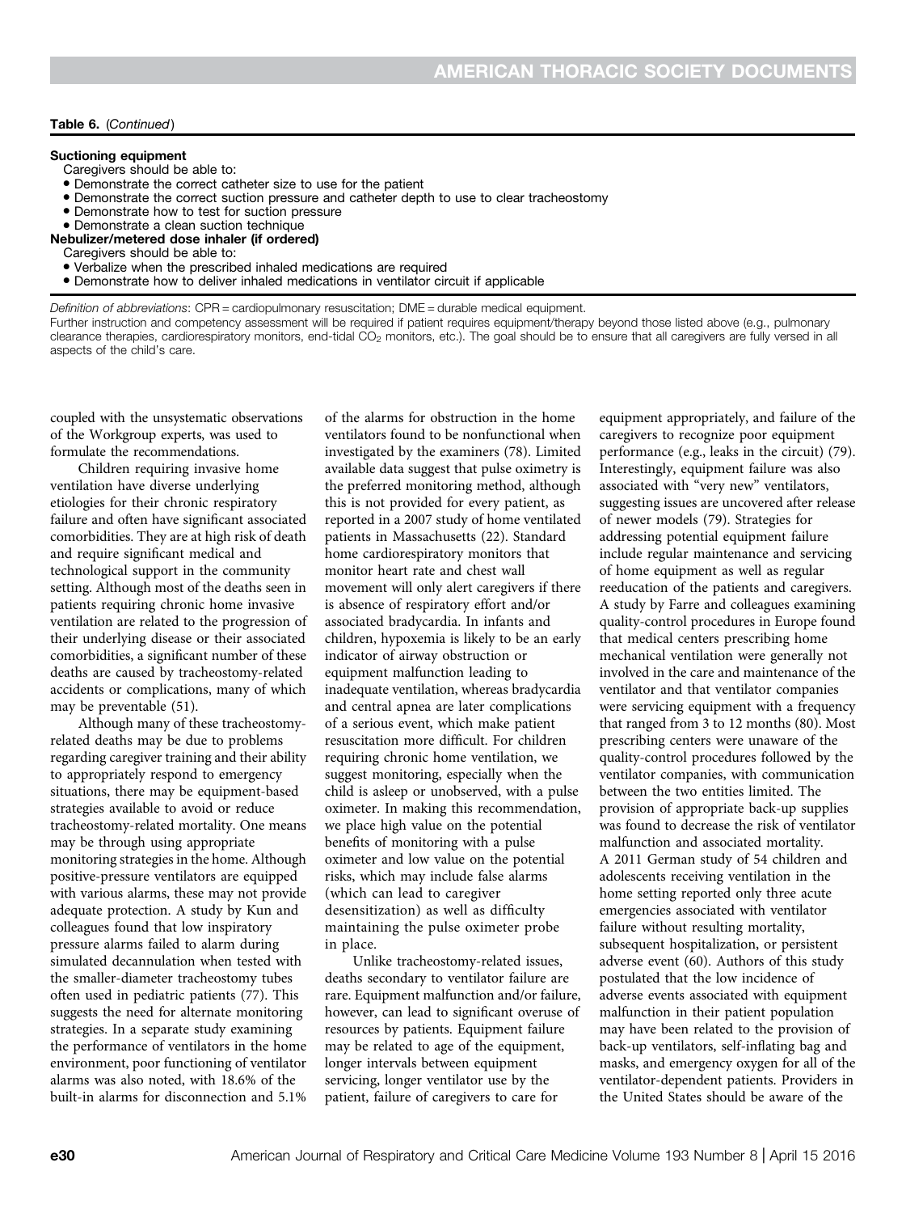**Table 6.** (*Continued*)

**Suctioning equipment**

Caregivers should be able to:

- Demonstrate the correct catheter size to use for the patient
- Demonstrate the correct suction pressure and catheter depth to use to clear tracheostomy
- Demonstrate how to test for suction pressure
- Demonstrate a clean suction technique

**Nebulizer/metered dose inhaler (if ordered)**

Caregivers should be able to:

- Verbalize when the prescribed inhaled medications are required
- Demonstrate how to deliver inhaled medications in ventilator circuit if applicable

*Definition of abbreviations*: CPR = cardiopulmonary resuscitation; DME = durable medical equipment.

Further instruction and competency assessment will be required if patient requires equipment/therapy beyond those listed above (e.g., pulmonary clearance therapies, cardiorespiratory monitors, end-tidal $CO_2$ monitors, etc.). The goal should be to ensure that all caregivers are fully versed in all aspects of the child's care.

coupled with the unsystematic observations of the Workgroup experts, was used to formulate the recommendations.

Children requiring invasive home ventilation have diverse underlying etiologies for their chronic respiratory failure and often have significant associated comorbidities. They are at high risk of death and require significant medical and technological support in the community setting. Although most of the deaths seen in patients requiring chronic home invasive ventilation are related to the progression of their underlying disease or their associated comorbidities, a significant number of these deaths are caused by tracheostomy-related accidents or complications, many of which may be preventable (51).

Although many of these tracheostomy-related deaths may be due to problems regarding caregiver training and their ability to appropriately respond to emergency situations, there may be equipment-based strategies available to avoid or reduce tracheostomy-related mortality. One means may be through using appropriate monitoring strategies in the home. Although positive-pressure ventilators are equipped with various alarms, these may not provide adequate protection. A study by Kun and colleagues found that low inspiratory pressure alarms failed to alarm during simulated decannulation when tested with the smaller-diameter tracheostomy tubes often used in pediatric patients (77). This suggests the need for alternate monitoring strategies. In a separate study examining the performance of ventilators in the home environment, poor functioning of ventilator alarms was also noted, with 18.6% of the built-in alarms for disconnection and 5.1% of the alarms for obstruction in the home ventilators found to be nonfunctional when investigated by the examiners (78). Limited available data suggest that pulse oximetry is the preferred monitoring method, although this is not provided for every patient, as reported in a 2007 study of home ventilated patients in Massachusetts (22). Standard home cardiorespiratory monitors that monitor heart rate and chest wall movement will only alert caregivers if there is absence of respiratory effort and/or associated bradycardia. In infants and children, hypoxemia is likely to be an early indicator of airway obstruction or equipment malfunction leading to inadequate ventilation, whereas bradycardia and central apnea are later complications of a serious event, which make patient resuscitation more difficult. For children requiring chronic home ventilation, we suggest monitoring, especially when the child is asleep or unobserved, with a pulse oximeter. In making this recommendation, we place high value on the potential benefits of monitoring with a pulse oximeter and low value on the potential risks, which may include false alarms (which can lead to caregiver desensitization) as well as difficulty maintaining the pulse oximeter probe in place.

Unlike tracheostomy-related issues, deaths secondary to ventilator failure are rare. Equipment malfunction and/or failure, however, can lead to significant overuse of resources by patients. Equipment failure may be related to age of the equipment, longer intervals between equipment servicing, longer ventilator use by the patient, failure of caregivers to care for equipment appropriately, and failure of the caregivers to recognize poor equipment performance (e.g., leaks in the circuit) (79). Interestingly, equipment failure was also associated with "very new" ventilators, suggesting issues are uncovered after release of newer models (79). Strategies for addressing potential equipment failure include regular maintenance and servicing of home equipment as well as regular reeducation of the patients and caregivers. A study by Farre and colleagues examining quality-control procedures in Europe found that medical centers prescribing home mechanical ventilation were generally not involved in the care and maintenance of the ventilator and that ventilator companies were servicing equipment with a frequency that ranged from 3 to 12 months (80). Most prescribing centers were unaware of the quality-control procedures followed by the ventilator companies, with communication between the two entities limited. The provision of appropriate back-up supplies was found to decrease the risk of ventilator malfunction and associated mortality. A 2011 German study of 54 children and adolescents receiving ventilation in the home setting reported only three acute emergencies associated with ventilator failure without resulting mortality, subsequent hospitalization, or persistent adverse event (60). Authors of this study postulated that the low incidence of adverse events associated with equipment malfunction in their patient population may have been related to the provision of back-up ventilators, self-inflating bag and masks, and emergency oxygen for all of the ventilator-dependent patients. Providers in the United States should be aware of the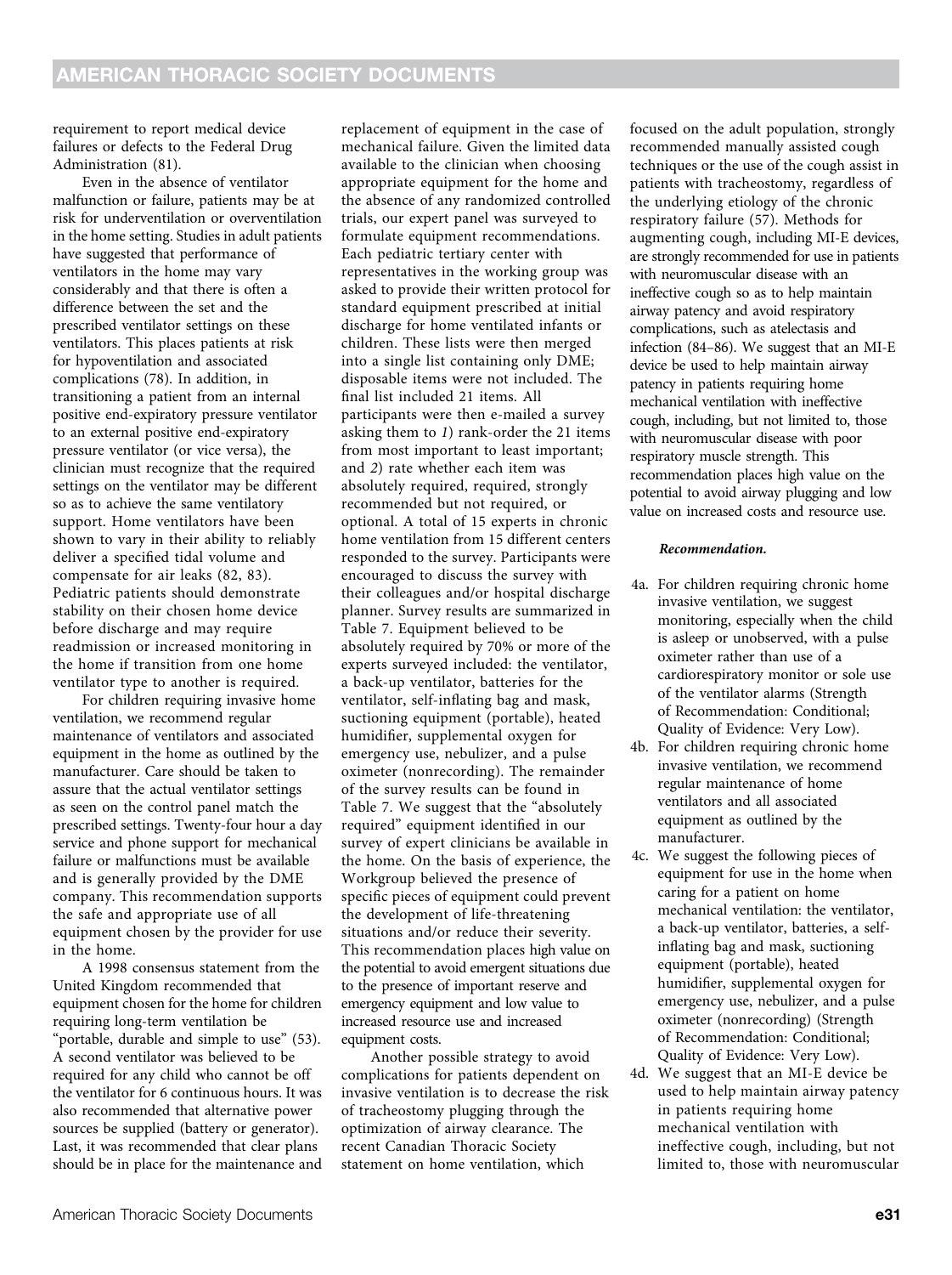requirement to report medical device failures or defects to the Federal Drug Administration (81).

Even in the absence of ventilator malfunction or failure, patients may be at risk for underventilation or overventilation in the home setting. Studies in adult patients have suggested that performance of ventilators in the home may vary considerably and that there is often a difference between the set and the prescribed ventilator settings on these ventilators. This places patients at risk for hypoventilation and associated complications (78). In addition, in transitioning a patient from an internal positive end-expiratory pressure ventilator to an external positive end-expiratory pressure ventilator (or vice versa), the clinician must recognize that the required settings on the ventilator may be different so as to achieve the same ventilatory support. Home ventilators have been shown to vary in their ability to reliably deliver a specified tidal volume and compensate for air leaks (82, 83). Pediatric patients should demonstrate stability on their chosen home device before discharge and may require readmission or increased monitoring in the home if transition from one home ventilator type to another is required.

For children requiring invasive home ventilation, we recommend regular maintenance of ventilators and associated equipment in the home as outlined by the manufacturer. Care should be taken to assure that the actual ventilator settings as seen on the control panel match the prescribed settings. Twenty-four hour a day service and phone support for mechanical failure or malfunctions must be available and is generally provided by the DME company. This recommendation supports the safe and appropriate use of all equipment chosen by the provider for use in the home.

A 1998 consensus statement from the United Kingdom recommended that equipment chosen for the home for children requiring long-term ventilation be "portable, durable and simple to use" (53). A second ventilator was believed to be required for any child who cannot be off the ventilator for 6 continuous hours. It was also recommended that alternative power sources be supplied (battery or generator). Last, it was recommended that clear plans should be in place for the maintenance and replacement of equipment in the case of mechanical failure. Given the limited data available to the clinician when choosing appropriate equipment for the home and the absence of any randomized controlled trials, our expert panel was surveyed to formulate equipment recommendations. Each pediatric tertiary center with representatives in the working group was asked to provide their written protocol for standard equipment prescribed at initial discharge for home ventilated infants or children. These lists were then merged into a single list containing only DME; disposable items were not included. The final list included 21 items. All participants were then e-mailed a survey asking them to *1*) rank-order the 21 items from most important to least important; and *2*) rate whether each item was absolutely required, required, strongly recommended but not required, or optional. A total of 15 experts in chronic home ventilation from 15 different centers responded to the survey. Participants were encouraged to discuss the survey with their colleagues and/or hospital discharge planner. Survey results are summarized in Table 7. Equipment believed to be absolutely required by 70% or more of the experts surveyed included: the ventilator, a back-up ventilator, batteries for the ventilator, self-inflating bag and mask, suctioning equipment (portable), heated humidifier, supplemental oxygen for emergency use, nebulizer, and a pulse oximeter (nonrecording). The remainder of the survey results can be found in Table 7. We suggest that the "absolutely required" equipment identified in our survey of expert clinicians be available in the home. On the basis of experience, the Workgroup believed the presence of specific pieces of equipment could prevent the development of life-threatening situations and/or reduce their severity. This recommendation places high value on the potential to avoid emergent situations due to the presence of important reserve and emergency equipment and low value to increased resource use and increased equipment costs.

Another possible strategy to avoid complications for patients dependent on invasive ventilation is to decrease the risk of tracheostomy plugging through the optimization of airway clearance. The recent Canadian Thoracic Society statement on home ventilation, which focused on the adult population, strongly recommended manually assisted cough techniques or the use of the cough assist in patients with tracheostomy, regardless of the underlying etiology of the chronic respiratory failure (57). Methods for augmenting cough, including MI-E devices, are strongly recommended for use in patients with neuromuscular disease with an ineffective cough so as to help maintain airway patency and avoid respiratory complications, such as atelectasis and infection (84–86). We suggest that an MI-E device be used to help maintain airway patency in patients requiring home mechanical ventilation with ineffective cough, including, but not limited to, those with neuromuscular disease with poor respiratory muscle strength. This recommendation places high value on the potential to avoid airway plugging and low value on increased costs and resource use.

***Recommendation.***

- 4a. For children requiring chronic home invasive ventilation, we suggest monitoring, especially when the child is asleep or unobserved, with a pulse oximeter rather than use of a cardiorespiratory monitor or sole use of the ventilator alarms (Strength of Recommendation: Conditional; Quality of Evidence: Very Low).
- 4b. For children requiring chronic home invasive ventilation, we recommend regular maintenance of home ventilators and all associated equipment as outlined by the manufacturer.
- 4c. We suggest the following pieces of equipment for use in the home when caring for a patient on home mechanical ventilation: the ventilator, a back-up ventilator, batteries, a self-inflating bag and mask, suctioning equipment (portable), heated humidifier, supplemental oxygen for emergency use, nebulizer, and a pulse oximeter (nonrecording) (Strength of Recommendation: Conditional; Quality of Evidence: Very Low).
- 4d. We suggest that an MI-E device be used to help maintain airway patency in patients requiring home mechanical ventilation with ineffective cough, including, but not limited to, those with neuromuscular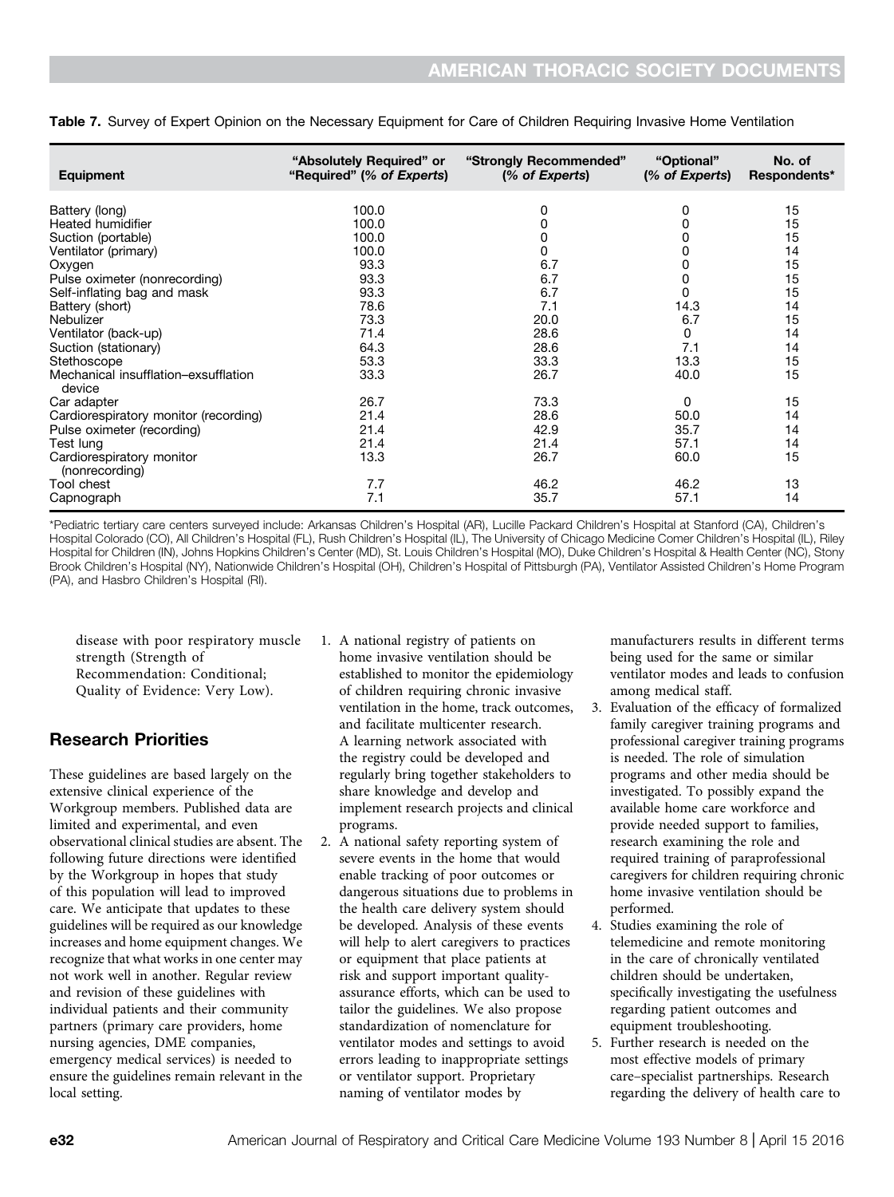Table 7. Survey of Expert Opinion on the Necessary Equipment for Care of Children Requiring Invasive Home Ventilation

| Equipment | "Absolutely Required" or "Required" (% of Experts) | "Strongly Recommended" (% of Experts) | "Optional" (% of Experts) | No. of Respondents* |
|---|---|---|---|---|
| Battery (long) | 100.0 | 0 | 0 | 15 |
| Heated humidifier | 100.0 | 0 | 0 | 15 |
| Suction (portable) | 100.0 | 0 | 0 | 15 |
| Ventilator (primary) | 100.0 | 0 | 0 | 14 |
| Oxygen | 93.3 | 6.7 | 0 | 15 |
| Pulse oximeter (nonrecording) | 93.3 | 6.7 | 0 | 15 |
| Self-inflating bag and mask | 93.3 | 6.7 | 0 | 15 |
| Battery (short) | 78.6 | 7.1 | 14.3 | 14 |
| Nebulizer | 73.3 | 20.0 | 6.7 | 15 |
| Ventilator (back-up) | 71.4 | 28.6 | 0 | 14 |
| Suction (stationary) | 64.3 | 28.6 | 7.1 | 14 |
| Stethoscope | 53.3 | 33.3 | 13.3 | 15 |
| Mechanical insufflation–exsufflation device | 33.3 | 26.7 | 40.0 | 15 |
| Car adapter | 26.7 | 73.3 | 0 | 15 |
| Cardiorespiratory monitor (recording) | 21.4 | 28.6 | 50.0 | 14 |
| Pulse oximeter (recording) | 21.4 | 42.9 | 35.7 | 14 |
| Test lung | 21.4 | 21.4 | 57.1 | 14 |
| Cardiorespiratory monitor (nonrecording) | 13.3 | 26.7 | 60.0 | 15 |
| Tool chest | 7.7 | 46.2 | 46.2 | 13 |
| Capnograph | 7.1 | 35.7 | 57.1 | 14 |

*Pediatric tertiary care centers surveyed include: Arkansas Children's Hospital (AR), Lucille Packard Children's Hospital at Stanford (CA), Children's Hospital Colorado (CO), All Children's Hospital (FL), Rush Children's Hospital (IL), The University of Chicago Medicine Comer Children's Hospital (IL), Riley Hospital for Children (IN), Johns Hopkins Children's Center (MD), St. Louis Children's Hospital (MO), Duke Children's Hospital & Health Center (NC), Stony Brook Children's Hospital (NY), Nationwide Children's Hospital (OH), Children's Hospital of Pittsburgh (PA), Ventilator Assisted Children's Home Program (PA), and Hasbro Children's Hospital (RI).

disease with poor respiratory muscle strength (Strength of Recommendation: Conditional; Quality of Evidence: Very Low).

## Research Priorities

These guidelines are based largely on the extensive clinical experience of the Workgroup members. Published data are limited and experimental, and even observational clinical studies are absent. The following future directions were identified by the Workgroup in hopes that study of this population will lead to improved care. We anticipate that updates to these guidelines will be required as our knowledge increases and home equipment changes. We recognize that what works in one center may not work well in another. Regular review and revision of these guidelines with individual patients and their community partners (primary care providers, home nursing agencies, DME companies, emergency medical services) is needed to ensure the guidelines remain relevant in the local setting.

1. A national registry of patients on home invasive ventilation should be established to monitor the epidemiology of children requiring chronic invasive ventilation in the home, track outcomes, and facilitate multicenter research. A learning network associated with the registry could be developed and regularly bring together stakeholders to share knowledge and develop and implement research projects and clinical programs.
2. A national safety reporting system of severe events in the home that would enable tracking of poor outcomes or dangerous situations due to problems in the health care delivery system should be developed. Analysis of these events will help to alert caregivers to practices or equipment that place patients at risk and support important quality-assurance efforts, which can be used to tailor the guidelines. We also propose standardization of nomenclature for ventilator modes and settings to avoid errors leading to inappropriate settings or ventilator support. Proprietary naming of ventilator modes by manufacturers results in different terms being used for the same or similar ventilator modes and leads to confusion among medical staff.
3. Evaluation of the efficacy of formalized family caregiver training programs and professional caregiver training programs is needed. The role of simulation programs and other media should be investigated. To possibly expand the available home care workforce and provide needed support to families, research examining the role and required training of paraprofessional caregivers for children requiring chronic home invasive ventilation should be performed.
4. Studies examining the role of telemedicine and remote monitoring in the care of chronically ventilated children should be undertaken, specifically investigating the usefulness regarding patient outcomes and equipment troubleshooting.
5. Further research is needed on the most effective models of primary care–specialist partnerships. Research regarding the delivery of health care to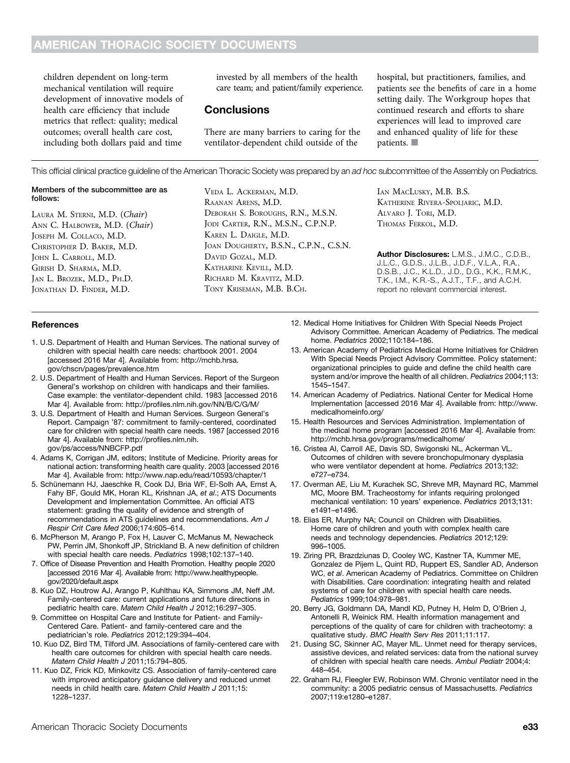children dependent on long-term mechanical ventilation will require development of innovative models of health care efficiency that include metrics that reflect: quality; medical outcomes; overall health care cost, including both dollars paid and time invested by all members of the health care team; and patient/family experience.

## Conclusions

There are many barriers to caring for the ventilator-dependent child outside of the hospital, but practitioners, families, and patients see the benefits of care in a home setting daily. The Workgroup hopes that continued research and efforts to share experiences will lead to improved care and enhanced quality of life for these patients. ■

This official clinical practice guideline of the American Thoracic Society was prepared by an *ad hoc* subcommittee of the Assembly on Pediatrics.

**Members of the subcommittee are as follows:**

Laura M. Sterni, M.D. (*Chair*)
Ann C. Halbower, M.D. (*Chair*)
Joseph M. Collaco, M.D.
Christopher D. Baker, M.D.
John L. Carroll, M.D.
Girish D. Sharma, M.D.
Jan L. Brozek, M.D., Ph.D.
Jonathan D. Finder, M.D.
Veda L. Ackerman, M.D.
Raanan Arens, M.D.
Deborah S. Boroughs, R.N., M.S.N.
Jodi Carter, R.N., M.S.N., C.P.N.P.
Karen L. Daigle, M.D.
Joan Dougherty, B.S.N., C.P.N., C.S.N.
David Gozal, M.D.
Katharine Kevill, M.D.
Richard M. Kravitz, M.D.
Tony Kriseman, M.B. B.Ch.
Ian MacLusky, M.B. B.S.
Katherine Rivera-Spoljaric, M.D.
Alvaro J. Tori, M.D.
Thomas Ferkol, M.D.

**Author Disclosures:** L.M.S., J.M.C., C.D.B., J.L.C., G.D.S., J.L.B., J.D.F., V.L.A., R.A., D.S.B., J.C., K.L.D., J.D., D.G., K.K., R.M.K., T.K., I.M., K.R.-S., A.J.T., T.F., and A.C.H. report no relevant commercial interest.

## References

1. U.S. Department of Health and Human Services. The national survey of children with special health care needs: chartbook 2001. 2004 [accessed 2016 Mar 4]. Available from: http://mchb.hrsa.gov/chscn/pages/prevalence.htm
2. U.S. Department of Health and Human Services. Report of the Surgeon General's workshop on children with handicaps and their families. Case example: the ventilator-dependent child. 1983 [accessed 2016 Mar 4]. Available from: http://profiles.nlm.nih.gov/NN/B/C/G/M/
3. U.S. Department of Health and Human Services. Surgeon General's Report. Campaign '87: commitment to family-centered, coordinated care for children with special health care needs. 1987 [accessed 2016 Mar 4]. Available from: http://profiles.nlm.nih.gov/ps/access/NNBCFP.pdf
4. Adams K, Corrigan JM, editors; Institute of Medicine. Priority areas for national action: transforming health care quality. 2003 [accessed 2016 Mar 4]. Available from: http://www.nap.edu/read/10593/chapter/1
5. Schünemann HJ, Jaeschke R, Cook DJ, Bria WF, El-Solh AA, Ernst A, Fahy BF, Gould MK, Horan KL, Krishnan JA, *et al*.; ATS Documents Development and Implementation Committee. An official ATS statement: grading the quality of evidence and strength of recommendations in ATS guidelines and recommendations. *Am J Respir Crit Care Med* 2006;174:605–614.
6. McPherson M, Arango P, Fox H, Lauver C, McManus M, Newacheck PW, Perrin JM, Shonkoff JP, Strickland B. A new definition of children with special health care needs. *Pediatrics* 1998;102:137–140.
7. Office of Disease Prevention and Health Promotion. Healthy people 2020 [accessed 2016 Mar 4]. Available from: http://www.healthypeople.gov/2020/default.aspx
8. Kuo DZ, Houtrow AJ, Arango P, Kuhlthau KA, Simmons JM, Neff JM. Family-centered care: current applications and future directions in pediatric health care. *Matern Child Health J* 2012;16:297–305.
9. Committee on Hospital Care and Institute for Patient- and Family-Centered Care. Patient- and family-centered care and the pediatrician's role. *Pediatrics* 2012;129:394–404.
10. Kuo DZ, Bird TM, Tilford JM. Associations of family-centered care with health care outcomes for children with special health care needs. *Matern Child Health J* 2011;15:794–805.
11. Kuo DZ, Frick KD, Minkovitz CS. Association of family-centered care with improved anticipatory guidance delivery and reduced unmet needs in child health care. *Matern Child Health J* 2011;15:1228–1237.
12. Medical Home Initiatives for Children With Special Needs Project Advisory Committee. American Academy of Pediatrics. The medical home. *Pediatrics* 2002;110:184–186.
13. American Academy of Pediatrics Medical Home Initiatives for Children With Special Needs Project Advisory Committee. Policy statement: organizational principles to guide and define the child health care system and/or improve the health of all children. *Pediatrics* 2004;113:1545–1547.
14. American Academy of Pediatrics. National Center for Medical Home Implementation [accessed 2016 Mar 4]. Available from: http://www.medicalhomeinfo.org/
15. Health Resources and Services Administration. Implementation of the medical home program [accessed 2016 Mar 4]. Available from: http://mchb.hrsa.gov/programs/medicalhome/
16. Cristea AI, Carroll AE, Davis SD, Swigonski NL, Ackerman VL. Outcomes of children with severe bronchopulmonary dysplasia who were ventilator dependent at home. *Pediatrics* 2013;132:e727–e734.
17. Overman AE, Liu M, Kurachek SC, Shreve MR, Maynard RC, Mammel MC, Moore BM. Tracheostomy for infants requiring prolonged mechanical ventilation: 10 years' experience. *Pediatrics* 2013;131:e1491–e1496.
18. Elias ER, Murphy NA; Council on Children with Disabilities. Home care of children and youth with complex health care needs and technology dependencies. *Pediatrics* 2012;129:996–1005.
19. Ziring PR, Brazdziunas D, Cooley WC, Kastner TA, Kummer ME, Gonzalez de Pijem L, Quint RD, Ruppert ES, Sandler AD, Anderson WC, *et al*. American Academy of Pediatrics. Committee on Children with Disabilities. Care coordination: integrating health and related systems of care for children with special health care needs. *Pediatrics* 1999;104:978–981.
20. Berry JG, Goldmann DA, Mandl KD, Putney H, Helm D, O'Brien J, Antonelli R, Weinick RM. Health information management and perceptions of the quality of care for children with tracheotomy: a qualitative study. *BMC Health Serv Res* 2011;11:117.
21. Dusing SC, Skinner AC, Mayer ML. Unmet need for therapy services, assistive devices, and related services: data from the national survey of children with special health care needs. *Ambul Pediatr* 2004;4:448–454.
22. Graham RJ, Fleegler EW, Robinson WM. Chronic ventilator need in the community: a 2005 pediatric census of Massachusetts. *Pediatrics* 2007;119:e1280–e1287.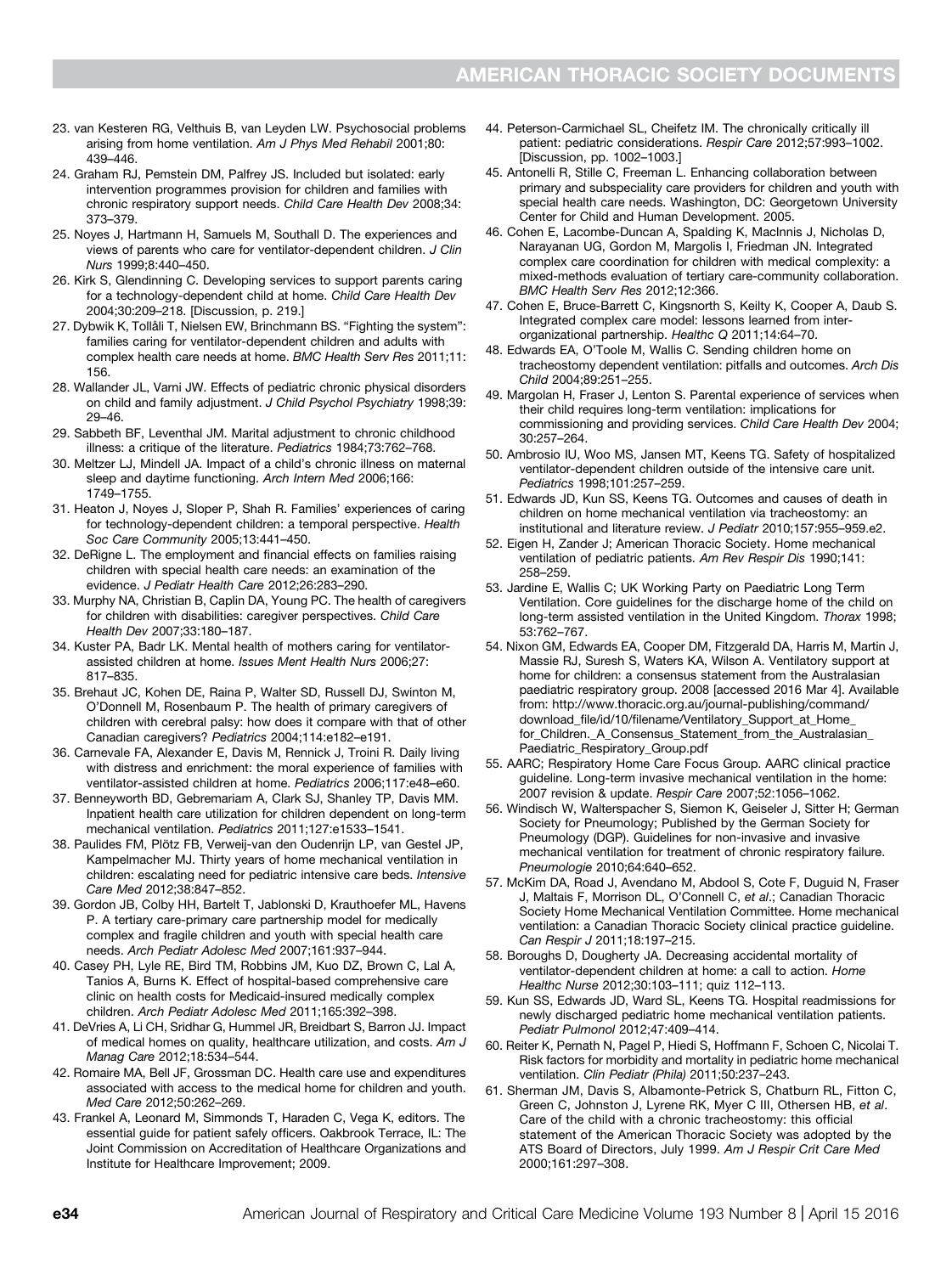23. van Kesteren RG, Velthuis B, van Leyden LW. Psychosocial problems arising from home ventilation. *Am J Phys Med Rehabil* 2001;80: 439–446.
24. Graham RJ, Pemstein DM, Palfrey JS. Included but isolated: early intervention programmes provision for children and families with chronic respiratory support needs. *Child Care Health Dev* 2008;34: 373–379.
25. Noyes J, Hartmann H, Samuels M, Southall D. The experiences and views of parents who care for ventilator-dependent children. *J Clin Nurs* 1999;8:440–450.
26. Kirk S, Glendinning C. Developing services to support parents caring for a technology-dependent child at home. *Child Care Health Dev* 2004;30:209–218. [Discussion, p. 219.]
27. Dybwik K, Tollåli T, Nielsen EW, Brinchmann BS. "Fighting the system": families caring for ventilator-dependent children and adults with complex health care needs at home. *BMC Health Serv Res* 2011;11: 156.
28. Wallander JL, Varni JW. Effects of pediatric chronic physical disorders on child and family adjustment. *J Child Psychol Psychiatry* 1998;39: 29–46.
29. Sabbeth BF, Leventhal JM. Marital adjustment to chronic childhood illness: a critique of the literature. *Pediatrics* 1984;73:762–768.
30. Meltzer LJ, Mindell JA. Impact of a child's chronic illness on maternal sleep and daytime functioning. *Arch Intern Med* 2006;166: 1749–1755.
31. Heaton J, Noyes J, Sloper P, Shah R. Families' experiences of caring for technology-dependent children: a temporal perspective. *Health Soc Care Community* 2005;13:441–450.
32. DeRigne L. The employment and financial effects on families raising children with special health care needs: an examination of the evidence. *J Pediatr Health Care* 2012;26:283–290.
33. Murphy NA, Christian B, Caplin DA, Young PC. The health of caregivers for children with disabilities: caregiver perspectives. *Child Care Health Dev* 2007;33:180–187.
34. Kuster PA, Badr LK. Mental health of mothers caring for ventilator-assisted children at home. *Issues Ment Health Nurs* 2006;27: 817–835.
35. Brehaut JC, Kohen DE, Raina P, Walter SD, Russell DJ, Swinton M, O'Donnell M, Rosenbaum P. The health of primary caregivers of children with cerebral palsy: how does it compare with that of other Canadian caregivers? *Pediatrics* 2004;114:e182–e191.
36. Carnevale FA, Alexander E, Davis M, Rennick J, Troini R. Daily living with distress and enrichment: the moral experience of families with ventilator-assisted children at home. *Pediatrics* 2006;117:e48–e60.
37. Benneyworth BD, Gebremariam A, Clark SJ, Shanley TP, Davis MM. Inpatient health care utilization for children dependent on long-term mechanical ventilation. *Pediatrics* 2011;127:e1533–1541.
38. Paulides FM, Plötz FB, Verweij-van den Oudenrijn LP, van Gestel JP, Kampelmacher MJ. Thirty years of home mechanical ventilation in children: escalating need for pediatric intensive care beds. *Intensive Care Med* 2012;38:847–852.
39. Gordon JB, Colby HH, Bartelt T, Jablonski D, Krauthoefer ML, Havens P. A tertiary care-primary care partnership model for medically complex and fragile children and youth with special health care needs. *Arch Pediatr Adolesc Med* 2007;161:937–944.
40. Casey PH, Lyle RE, Bird TM, Robbins JM, Kuo DZ, Brown C, Lal A, Tanios A, Burns K. Effect of hospital-based comprehensive care clinic on health costs for Medicaid-insured medically complex children. *Arch Pediatr Adolesc Med* 2011;165:392–398.
41. DeVries A, Li CH, Sridhar G, Hummel JR, Breidbart S, Barron JJ. Impact of medical homes on quality, healthcare utilization, and costs. *Am J Manag Care* 2012;18:534–544.
42. Romaire MA, Bell JF, Grossman DC. Health care use and expenditures associated with access to the medical home for children and youth. *Med Care* 2012;50:262–269.
43. Frankel A, Leonard M, Simmonds T, Haraden C, Vega K, editors. The essential guide for patient safely officers. Oakbrook Terrace, IL: The Joint Commission on Accreditation of Healthcare Organizations and Institute for Healthcare Improvement; 2009.
44. Peterson-Carmichael SL, Cheifetz IM. The chronically critically ill patient: pediatric considerations. *Respir Care* 2012;57:993–1002. [Discussion, pp. 1002–1003.]
45. Antonelli R, Stille C, Freeman L. Enhancing collaboration between primary and subspeciality care providers for children and youth with special health care needs. Washington, DC: Georgetown University Center for Child and Human Development. 2005.
46. Cohen E, Lacombe-Duncan A, Spalding K, MacInnis J, Nicholas D, Narayanan UG, Gordon M, Margolis I, Friedman JN. Integrated complex care coordination for children with medical complexity: a mixed-methods evaluation of tertiary care-community collaboration. *BMC Health Serv Res* 2012;12:366.
47. Cohen E, Bruce-Barrett C, Kingsnorth S, Keilty K, Cooper A, Daub S. Integrated complex care model: lessons learned from inter-organizational partnership. *Healthc Q* 2011;14:64–70.
48. Edwards EA, O'Toole M, Wallis C. Sending children home on tracheostomy dependent ventilation: pitfalls and outcomes. *Arch Dis Child* 2004;89:251–255.
49. Margolan H, Fraser J, Lenton S. Parental experience of services when their child requires long-term ventilation: implications for commissioning and providing services. *Child Care Health Dev* 2004; 30:257–264.
50. Ambrosio IU, Woo MS, Jansen MT, Keens TG. Safety of hospitalized ventilator-dependent children outside of the intensive care unit. *Pediatrics* 1998;101:257–259.
51. Edwards JD, Kun SS, Keens TG. Outcomes and causes of death in children on home mechanical ventilation via tracheostomy: an institutional and literature review. *J Pediatr* 2010;157:955–959.e2.
52. Eigen H, Zander J; American Thoracic Society. Home mechanical ventilation of pediatric patients. *Am Rev Respir Dis* 1990;141: 258–259.
53. Jardine E, Wallis C; UK Working Party on Paediatric Long Term Ventilation. Core guidelines for the discharge home of the child on long-term assisted ventilation in the United Kingdom. *Thorax* 1998; 53:762–767.
54. Nixon GM, Edwards EA, Cooper DM, Fitzgerald DA, Harris M, Martin J, Massie RJ, Suresh S, Waters KA, Wilson A. Ventilatory support at home for children: a consensus statement from the Australasian paediatric respiratory group. 2008 [accessed 2016 Mar 4]. Available from: http://www.thoracic.org.au/journal-publishing/command/download_file/id/10/filename/Ventilatory_Support_at_Home_for_Children._A_Consensus_Statement_from_the_Australasian_Paediatric_Respiratory_Group.pdf
55. AARC; Respiratory Home Care Focus Group. AARC clinical practice guideline. Long-term invasive mechanical ventilation in the home: 2007 revision & update. *Respir Care* 2007;52:1056–1062.
56. Windisch W, Walterspacher S, Siemon K, Geiseler J, Sitter H; German Society for Pneumology; Published by the German Society for Pneumology (DGP). Guidelines for non-invasive and invasive mechanical ventilation for treatment of chronic respiratory failure. *Pneumologie* 2010;64:640–652.
57. McKim DA, Road J, Avendano M, Abdool S, Cote F, Duguid N, Fraser J, Maltais F, Morrison DL, O'Connell C, *et al*.; Canadian Thoracic Society Home Mechanical Ventilation Committee. Home mechanical ventilation: a Canadian Thoracic Society clinical practice guideline. *Can Respir J* 2011;18:197–215.
58. Boroughs D, Dougherty JA. Decreasing accidental mortality of ventilator-dependent children at home: a call to action. *Home Healthc Nurse* 2012;30:103–111; quiz 112–113.
59. Kun SS, Edwards JD, Ward SL, Keens TG. Hospital readmissions for newly discharged pediatric home mechanical ventilation patients. *Pediatr Pulmonol* 2012;47:409–414.
60. Reiter K, Pernath N, Pagel P, Hiedi S, Hoffmann F, Schoen C, Nicolai T. Risk factors for morbidity and mortality in pediatric home mechanical ventilation. *Clin Pediatr (Phila)* 2011;50:237–243.
61. Sherman JM, Davis S, Albamonte-Petrick S, Chatburn RL, Fitton C, Green C, Johnston J, Lyrene RK, Myer C III, Othersen HB, *et al*. Care of the child with a chronic tracheostomy: this official statement of the American Thoracic Society was adopted by the ATS Board of Directors, July 1999. *Am J Respir Crit Care Med* 2000;161:297–308.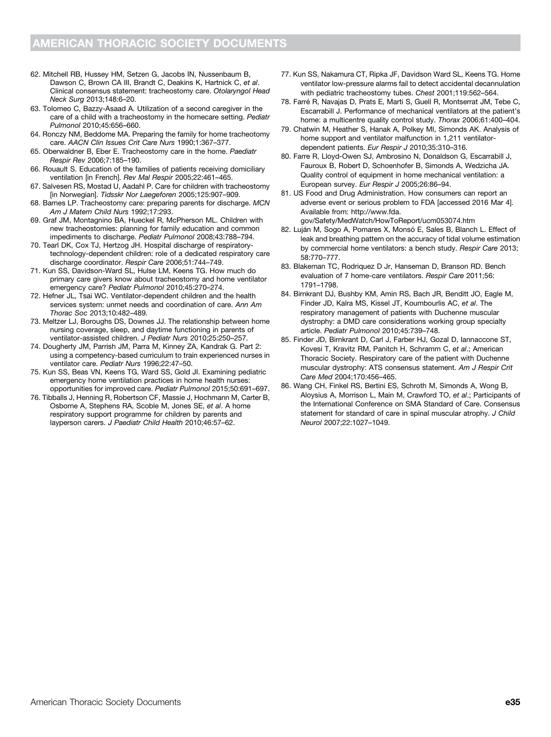62. Mitchell RB, Hussey HM, Setzen G, Jacobs IN, Nussenbaum B, Dawson C, Brown CA III, Brandt C, Deakins K, Hartnick C, *et al*. Clinical consensus statement: tracheostomy care. *Otolaryngol Head Neck Surg* 2013;148:6–20.
63. Tolomeo C, Bazzy-Asaad A. Utilization of a second caregiver in the care of a child with a tracheostomy in the homecare setting. *Pediatr Pulmonol* 2010;45:656–660.
64. Ronczy NM, Beddome MA. Preparing the family for home tracheotomy care. *AACN Clin Issues Crit Care Nurs* 1990;1:367–377.
65. Oberwaldner B, Eber E. Tracheostomy care in the home. *Paediatr Respir Rev* 2006;7:185–190.
66. Rouault S. Education of the families of patients receiving domiciliary ventilation [in French]. *Rev Mal Respir* 2005;22:461–465.
67. Salvesen RS, Mostad U, Aadahl P. Care for children with tracheostomy [in Norwegian]. *Tidsskr Nor Laegeforen* 2005;125:907–909.
68. Barnes LP. Tracheostomy care: preparing parents for discharge. *MCN Am J Matern Child Nurs* 1992;17:293.
69. Graf JM, Montagnino BA, Hueckel R, McPherson ML. Children with new tracheostomies: planning for family education and common impediments to discharge. *Pediatr Pulmonol* 2008;43:788–794.
70. Tearl DK, Cox TJ, Hertzog JH. Hospital discharge of respiratory-technology-dependent children: role of a dedicated respiratory care discharge coordinator. *Respir Care* 2006;51:744–749.
71. Kun SS, Davidson-Ward SL, Hulse LM, Keens TG. How much do primary care givers know about tracheostomy and home ventilator emergency care? *Pediatr Pulmonol* 2010;45:270–274.
72. Hefner JL, Tsai WC. Ventilator-dependent children and the health services system: unmet needs and coordination of care. *Ann Am Thorac Soc* 2013;10:482–489.
73. Meltzer LJ, Boroughs DS, Downes JJ. The relationship between home nursing coverage, sleep, and daytime functioning in parents of ventilator-assisted children. *J Pediatr Nurs* 2010;25:250–257.
74. Dougherty JM, Parrish JM, Parra M, Kinney ZA, Kandrak G. Part 2: using a competency-based curriculum to train experienced nurses in ventilator care. *Pediatr Nurs* 1996;22:47–50.
75. Kun SS, Beas VN, Keens TG, Ward SS, Gold JI. Examining pediatric emergency home ventilation practices in home health nurses: opportunities for improved care. *Pediatr Pulmonol* 2015;50:691–697.
76. Tibballs J, Henning R, Robertson CF, Massie J, Hochmann M, Carter B, Osborne A, Stephens RA, Scoble M, Jones SE, *et al*. A home respiratory support programme for children by parents and layperson carers. *J Paediatr Child Health* 2010;46:57–62.
77. Kun SS, Nakamura CT, Ripka JF, Davidson Ward SL, Keens TG. Home ventilator low-pressure alarms fail to detect accidental decannulation with pediatric tracheostomy tubes. *Chest* 2001;119:562–564.
78. Farré R, Navajas D, Prats E, Marti S, Guell R, Montserrat JM, Tebe C, Escarrabill J. Performance of mechanical ventilators at the patient's home: a multicentre quality control study. *Thorax* 2006;61:400–404.
79. Chatwin M, Heather S, Hanak A, Polkey MI, Simonds AK. Analysis of home support and ventilator malfunction in 1,211 ventilator-dependent patients. *Eur Respir J* 2010;35:310–316.
80. Farre R, Lloyd-Owen SJ, Ambrosino N, Donaldson G, Escarrabill J, Fauroux B, Robert D, Schoenhofer B, Simonds A, Wedzicha JA. Quality control of equipment in home mechanical ventilation: a European survey. *Eur Respir J* 2005;26:86–94.
81. US Food and Drug Administration. How consumers can report an adverse event or serious problem to FDA [accessed 2016 Mar 4]. Available from: http://www.fda.gov/Safety/MedWatch/HowToReport/ucm053074.htm
82. Luján M, Sogo A, Pomares X, Monsó E, Sales B, Blanch L. Effect of leak and breathing pattern on the accuracy of tidal volume estimation by commercial home ventilators: a bench study. *Respir Care* 2013;58:770–777.
83. Blakeman TC, Rodriquez D Jr, Hanseman D, Branson RD. Bench evaluation of 7 home-care ventilators. *Respir Care* 2011;56:1791–1798.
84. Birnkrant DJ, Bushby KM, Amin RS, Bach JR, Benditt JO, Eagle M, Finder JD, Kalra MS, Kissel JT, Koumbourlis AC, *et al*. The respiratory management of patients with Duchenne muscular dystrophy: a DMD care considerations working group specialty article. *Pediatr Pulmonol* 2010;45:739–748.
85. Finder JD, Birnkrant D, Carl J, Farber HJ, Gozal D, Iannaccone ST, Kovesi T, Kravitz RM, Panitch H, Schramm C, *et al*.; American Thoracic Society. Respiratory care of the patient with Duchenne muscular dystrophy: ATS consensus statement. *Am J Respir Crit Care Med* 2004;170:456–465.
86. Wang CH, Finkel RS, Bertini ES, Schroth M, Simonds A, Wong B, Aloysius A, Morrison L, Main M, Crawford TO, *et al*.; Participants of the International Conference on SMA Standard of Care. Consensus statement for standard of care in spinal muscular atrophy. *J Child Neurol* 2007;22:1027–1049.